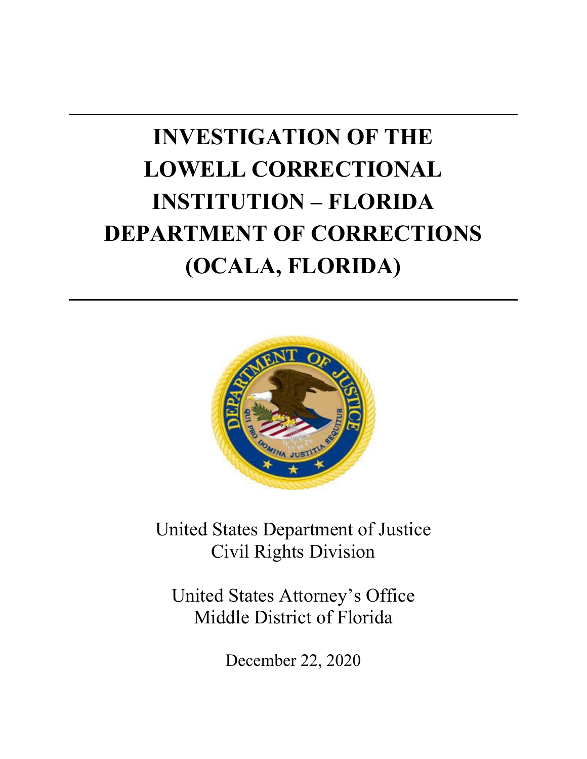# INVESTIGATION OF THE LOWELL CORRECTIONAL INSTITUTION – FLORIDA DEPARTMENT OF CORRECTIONS (OCALA, FLORIDA)

United States Department of Justice
Civil Rights Division

United States Attorney's Office
Middle District of Florida

December 22, 2020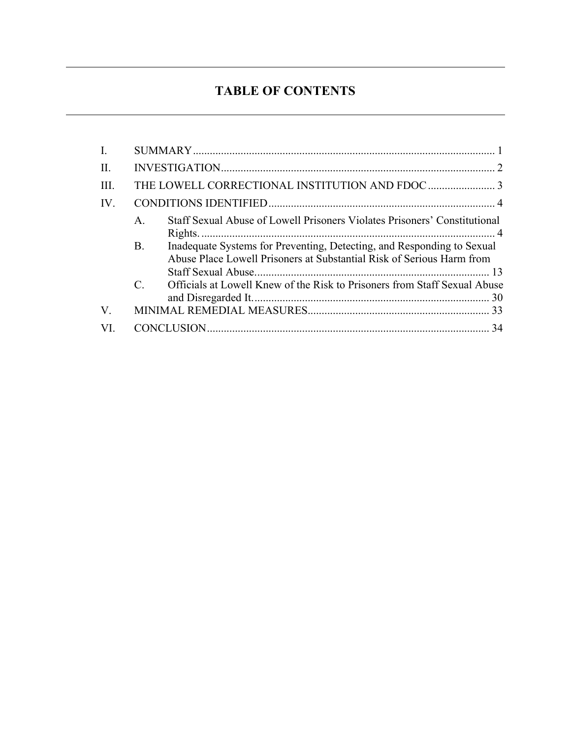## TABLE OF CONTENTS

I. SUMMARY ........................................................................................................... 1

II. INVESTIGATION ................................................................................................. 2

III. THE LOWELL CORRECTIONAL INSTITUTION AND FDOC ........................ 3

IV. CONDITIONS IDENTIFIED ................................................................................ 4

- A. Staff Sexual Abuse of Lowell Prisoners Violates Prisoners' Constitutional Rights. ........................................................................................................ 4
- B. Inadequate Systems for Preventing, Detecting, and Responding to Sexual Abuse Place Lowell Prisoners at Substantial Risk of Serious Harm from Staff Sexual Abuse. .................................................................................. 13
- C. Officials at Lowell Knew of the Risk to Prisoners from Staff Sexual Abuse and Disregarded It. .................................................................................... 30

V. MINIMAL REMEDIAL MEASURES ................................................................. 33

VI. CONCLUSION .................................................................................................... 34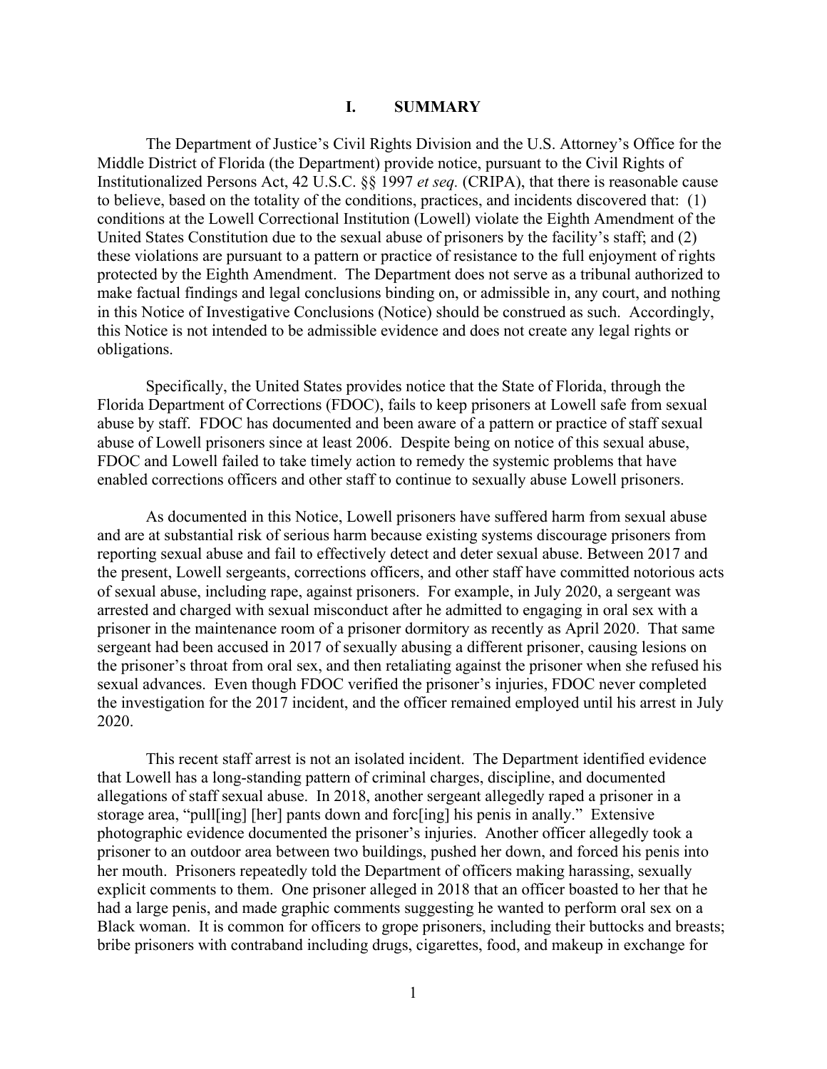# I. SUMMARY

The Department of Justice's Civil Rights Division and the U.S. Attorney's Office for the Middle District of Florida (the Department) provide notice, pursuant to the Civil Rights of Institutionalized Persons Act, 42 U.S.C. §§ 1997 *et seq.* (CRIPA), that there is reasonable cause to believe, based on the totality of the conditions, practices, and incidents discovered that: (1) conditions at the Lowell Correctional Institution (Lowell) violate the Eighth Amendment of the United States Constitution due to the sexual abuse of prisoners by the facility's staff; and (2) these violations are pursuant to a pattern or practice of resistance to the full enjoyment of rights protected by the Eighth Amendment. The Department does not serve as a tribunal authorized to make factual findings and legal conclusions binding on, or admissible in, any court, and nothing in this Notice of Investigative Conclusions (Notice) should be construed as such. Accordingly, this Notice is not intended to be admissible evidence and does not create any legal rights or obligations.

Specifically, the United States provides notice that the State of Florida, through the Florida Department of Corrections (FDOC), fails to keep prisoners at Lowell safe from sexual abuse by staff. FDOC has documented and been aware of a pattern or practice of staff sexual abuse of Lowell prisoners since at least 2006. Despite being on notice of this sexual abuse, FDOC and Lowell failed to take timely action to remedy the systemic problems that have enabled corrections officers and other staff to continue to sexually abuse Lowell prisoners.

As documented in this Notice, Lowell prisoners have suffered harm from sexual abuse and are at substantial risk of serious harm because existing systems discourage prisoners from reporting sexual abuse and fail to effectively detect and deter sexual abuse. Between 2017 and the present, Lowell sergeants, corrections officers, and other staff have committed notorious acts of sexual abuse, including rape, against prisoners. For example, in July 2020, a sergeant was arrested and charged with sexual misconduct after he admitted to engaging in oral sex with a prisoner in the maintenance room of a prisoner dormitory as recently as April 2020. That same sergeant had been accused in 2017 of sexually abusing a different prisoner, causing lesions on the prisoner's throat from oral sex, and then retaliating against the prisoner when she refused his sexual advances. Even though FDOC verified the prisoner's injuries, FDOC never completed the investigation for the 2017 incident, and the officer remained employed until his arrest in July 2020.

This recent staff arrest is not an isolated incident. The Department identified evidence that Lowell has a long-standing pattern of criminal charges, discipline, and documented allegations of staff sexual abuse. In 2018, another sergeant allegedly raped a prisoner in a storage area, "pull[ing] [her] pants down and forc[ing] his penis in anally." Extensive photographic evidence documented the prisoner's injuries. Another officer allegedly took a prisoner to an outdoor area between two buildings, pushed her down, and forced his penis into her mouth. Prisoners repeatedly told the Department of officers making harassing, sexually explicit comments to them. One prisoner alleged in 2018 that an officer boasted to her that he had a large penis, and made graphic comments suggesting he wanted to perform oral sex on a Black woman. It is common for officers to grope prisoners, including their buttocks and breasts; bribe prisoners with contraband including drugs, cigarettes, food, and makeup in exchange for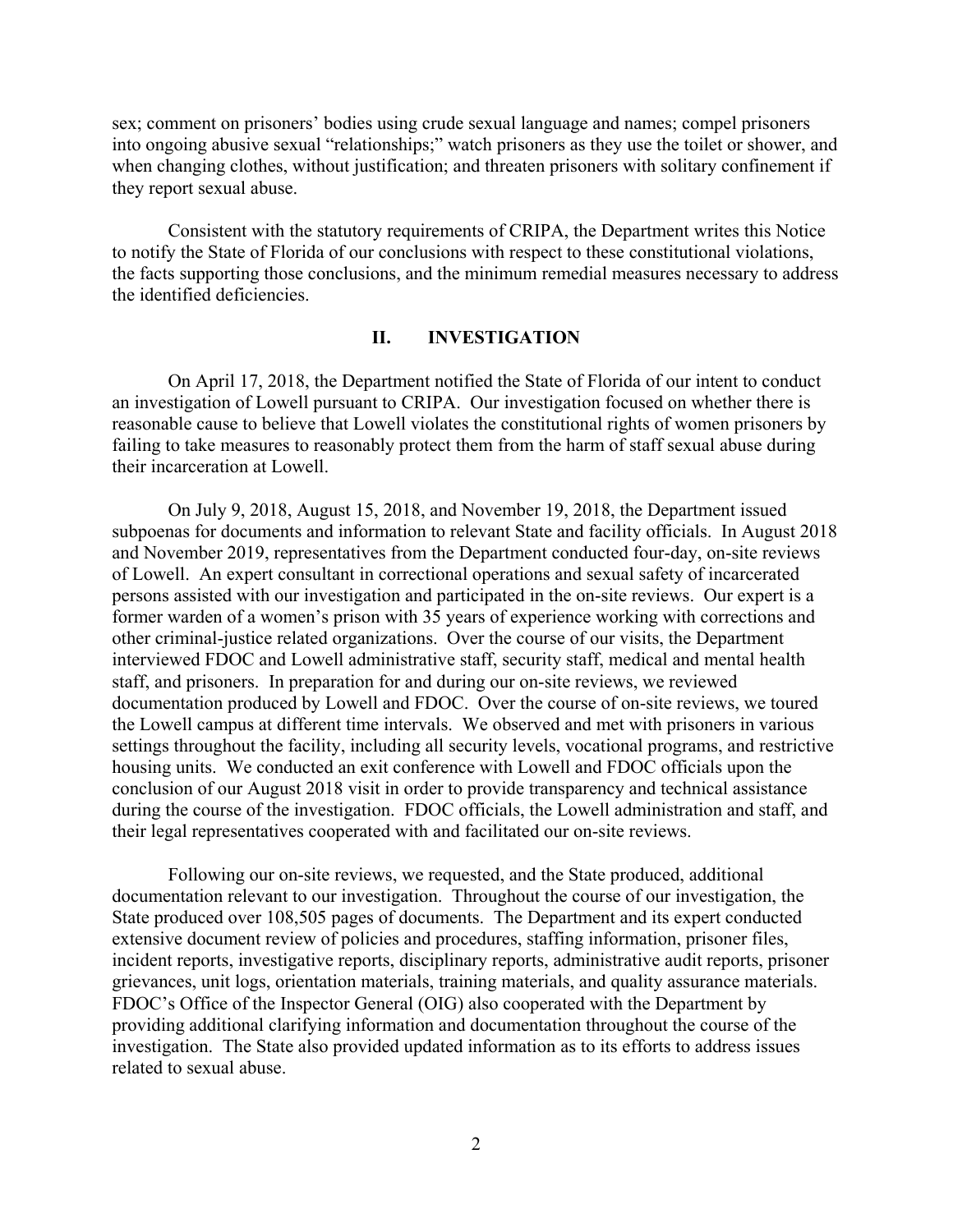sex; comment on prisoners' bodies using crude sexual language and names; compel prisoners into ongoing abusive sexual "relationships;" watch prisoners as they use the toilet or shower, and when changing clothes, without justification; and threaten prisoners with solitary confinement if they report sexual abuse.

Consistent with the statutory requirements of CRIPA, the Department writes this Notice to notify the State of Florida of our conclusions with respect to these constitutional violations, the facts supporting those conclusions, and the minimum remedial measures necessary to address the identified deficiencies.

## II. INVESTIGATION

On April 17, 2018, the Department notified the State of Florida of our intent to conduct an investigation of Lowell pursuant to CRIPA. Our investigation focused on whether there is reasonable cause to believe that Lowell violates the constitutional rights of women prisoners by failing to take measures to reasonably protect them from the harm of staff sexual abuse during their incarceration at Lowell.

On July 9, 2018, August 15, 2018, and November 19, 2018, the Department issued subpoenas for documents and information to relevant State and facility officials. In August 2018 and November 2019, representatives from the Department conducted four-day, on-site reviews of Lowell. An expert consultant in correctional operations and sexual safety of incarcerated persons assisted with our investigation and participated in the on-site reviews. Our expert is a former warden of a women's prison with 35 years of experience working with corrections and other criminal-justice related organizations. Over the course of our visits, the Department interviewed FDOC and Lowell administrative staff, security staff, medical and mental health staff, and prisoners. In preparation for and during our on-site reviews, we reviewed documentation produced by Lowell and FDOC. Over the course of on-site reviews, we toured the Lowell campus at different time intervals. We observed and met with prisoners in various settings throughout the facility, including all security levels, vocational programs, and restrictive housing units. We conducted an exit conference with Lowell and FDOC officials upon the conclusion of our August 2018 visit in order to provide transparency and technical assistance during the course of the investigation. FDOC officials, the Lowell administration and staff, and their legal representatives cooperated with and facilitated our on-site reviews.

Following our on-site reviews, we requested, and the State produced, additional documentation relevant to our investigation. Throughout the course of our investigation, the State produced over 108,505 pages of documents. The Department and its expert conducted extensive document review of policies and procedures, staffing information, prisoner files, incident reports, investigative reports, disciplinary reports, administrative audit reports, prisoner grievances, unit logs, orientation materials, training materials, and quality assurance materials. FDOC's Office of the Inspector General (OIG) also cooperated with the Department by providing additional clarifying information and documentation throughout the course of the investigation. The State also provided updated information as to its efforts to address issues related to sexual abuse.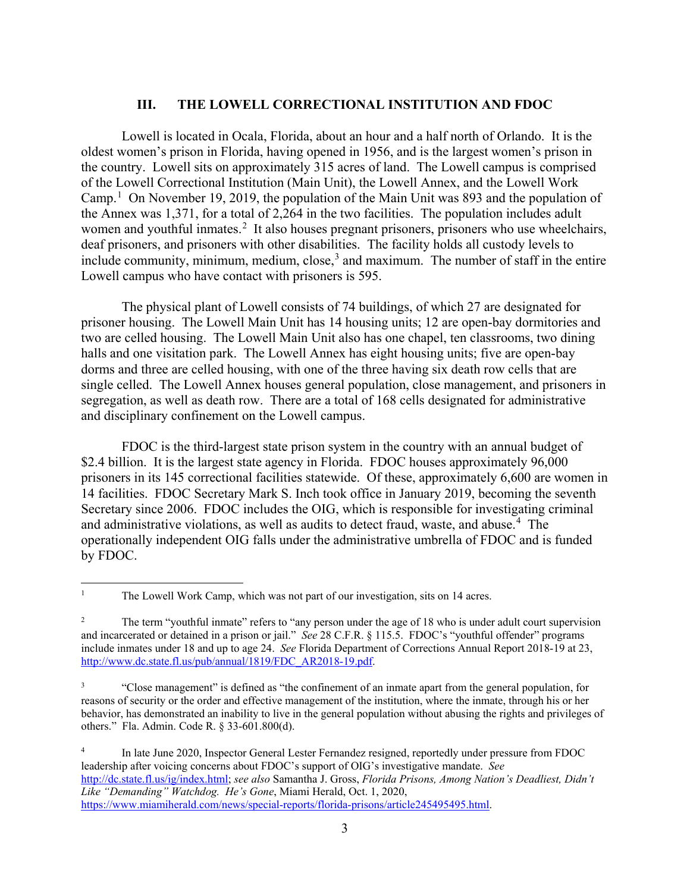## III. THE LOWELL CORRECTIONAL INSTITUTION AND FDOC

Lowell is located in Ocala, Florida, about an hour and a half north of Orlando. It is the oldest women's prison in Florida, having opened in 1956, and is the largest women's prison in the country. Lowell sits on approximately 315 acres of land. The Lowell campus is comprised of the Lowell Correctional Institution (Main Unit), the Lowell Annex, and the Lowell Work Camp.[1] On November 19, 2019, the population of the Main Unit was 893 and the population of the Annex was 1,371, for a total of 2,264 in the two facilities. The population includes adult women and youthful inmates.[2] It also houses pregnant prisoners, prisoners who use wheelchairs, deaf prisoners, and prisoners with other disabilities. The facility holds all custody levels to include community, minimum, medium, close,[3] and maximum. The number of staff in the entire Lowell campus who have contact with prisoners is 595.

The physical plant of Lowell consists of 74 buildings, of which 27 are designated for prisoner housing. The Lowell Main Unit has 14 housing units; 12 are open-bay dormitories and two are celled housing. The Lowell Main Unit also has one chapel, ten classrooms, two dining halls and one visitation park. The Lowell Annex has eight housing units; five are open-bay dorms and three are celled housing, with one of the three having six death row cells that are single celled. The Lowell Annex houses general population, close management, and prisoners in segregation, as well as death row. There are a total of 168 cells designated for administrative and disciplinary confinement on the Lowell campus.

FDOC is the third-largest state prison system in the country with an annual budget of $2.4 billion. It is the largest state agency in Florida. FDOC houses approximately 96,000 prisoners in its 145 correctional facilities statewide. Of these, approximately 6,600 are women in 14 facilities. FDOC Secretary Mark S. Inch took office in January 2019, becoming the seventh Secretary since 2006. FDOC includes the OIG, which is responsible for investigating criminal and administrative violations, as well as audits to detect fraud, waste, and abuse.[4] The operationally independent OIG falls under the administrative umbrella of FDOC and is funded by FDOC.

---

[1] The Lowell Work Camp, which was not part of our investigation, sits on 14 acres.

[2] The term "youthful inmate" refers to "any person under the age of 18 who is under adult court supervision and incarcerated or detained in a prison or jail." *See* 28 C.F.R. § 115.5. FDOC's "youthful offender" programs include inmates under 18 and up to age 24. *See* Florida Department of Corrections Annual Report 2018-19 at 23, http://www.dc.state.fl.us/pub/annual/1819/FDC_AR2018-19.pdf.

[3] "Close management" is defined as "the confinement of an inmate apart from the general population, for reasons of security or the order and effective management of the institution, where the inmate, through his or her behavior, has demonstrated an inability to live in the general population without abusing the rights and privileges of others." Fla. Admin. Code R. § 33-601.800(d).

[4] In late June 2020, Inspector General Lester Fernandez resigned, reportedly under pressure from FDOC leadership after voicing concerns about FDOC's support of OIG's investigative mandate. *See* http://dc.state.fl.us/ig/index.html; *see also* Samantha J. Gross, *Florida Prisons, Among Nation's Deadliest, Didn't Like "Demanding" Watchdog. He's Gone*, Miami Herald, Oct. 1, 2020, https://www.miamiherald.com/news/special-reports/florida-prisons/article245495495.html.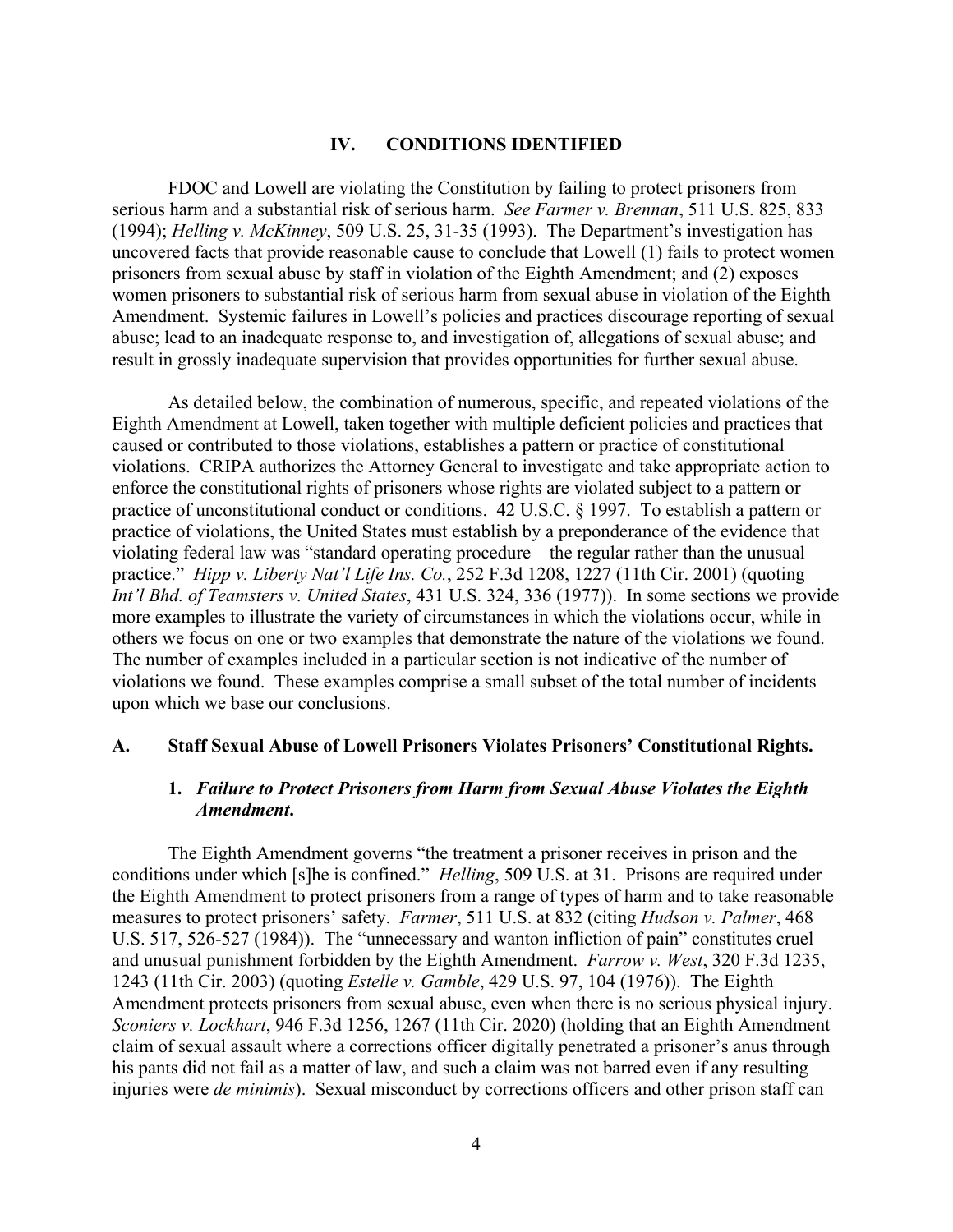## IV. CONDITIONS IDENTIFIED

FDOC and Lowell are violating the Constitution by failing to protect prisoners from serious harm and a substantial risk of serious harm. *See Farmer v. Brennan*, 511 U.S. 825, 833 (1994); *Helling v. McKinney*, 509 U.S. 25, 31-35 (1993). The Department's investigation has uncovered facts that provide reasonable cause to conclude that Lowell (1) fails to protect women prisoners from sexual abuse by staff in violation of the Eighth Amendment; and (2) exposes women prisoners to substantial risk of serious harm from sexual abuse in violation of the Eighth Amendment. Systemic failures in Lowell's policies and practices discourage reporting of sexual abuse; lead to an inadequate response to, and investigation of, allegations of sexual abuse; and result in grossly inadequate supervision that provides opportunities for further sexual abuse.

As detailed below, the combination of numerous, specific, and repeated violations of the Eighth Amendment at Lowell, taken together with multiple deficient policies and practices that caused or contributed to those violations, establishes a pattern or practice of constitutional violations. CRIPA authorizes the Attorney General to investigate and take appropriate action to enforce the constitutional rights of prisoners whose rights are violated subject to a pattern or practice of unconstitutional conduct or conditions. 42 U.S.C. § 1997. To establish a pattern or practice of violations, the United States must establish by a preponderance of the evidence that violating federal law was "standard operating procedure—the regular rather than the unusual practice." *Hipp v. Liberty Nat'l Life Ins. Co.*, 252 F.3d 1208, 1227 (11th Cir. 2001) (quoting *Int'l Bhd. of Teamsters v. United States*, 431 U.S. 324, 336 (1977)). In some sections we provide more examples to illustrate the variety of circumstances in which the violations occur, while in others we focus on one or two examples that demonstrate the nature of the violations we found. The number of examples included in a particular section is not indicative of the number of violations we found. These examples comprise a small subset of the total number of incidents upon which we base our conclusions.

### A. Staff Sexual Abuse of Lowell Prisoners Violates Prisoners' Constitutional Rights.

#### 1. *Failure to Protect Prisoners from Harm from Sexual Abuse Violates the Eighth Amendment.*

The Eighth Amendment governs "the treatment a prisoner receives in prison and the conditions under which [s]he is confined." *Helling*, 509 U.S. at 31. Prisons are required under the Eighth Amendment to protect prisoners from a range of types of harm and to take reasonable measures to protect prisoners' safety. *Farmer*, 511 U.S. at 832 (citing *Hudson v. Palmer*, 468 U.S. 517, 526-527 (1984)). The "unnecessary and wanton infliction of pain" constitutes cruel and unusual punishment forbidden by the Eighth Amendment. *Farrow v. West*, 320 F.3d 1235, 1243 (11th Cir. 2003) (quoting *Estelle v. Gamble*, 429 U.S. 97, 104 (1976)). The Eighth Amendment protects prisoners from sexual abuse, even when there is no serious physical injury. *Sconiers v. Lockhart*, 946 F.3d 1256, 1267 (11th Cir. 2020) (holding that an Eighth Amendment claim of sexual assault where a corrections officer digitally penetrated a prisoner's anus through his pants did not fail as a matter of law, and such a claim was not barred even if any resulting injuries were *de minimis*). Sexual misconduct by corrections officers and other prison staff can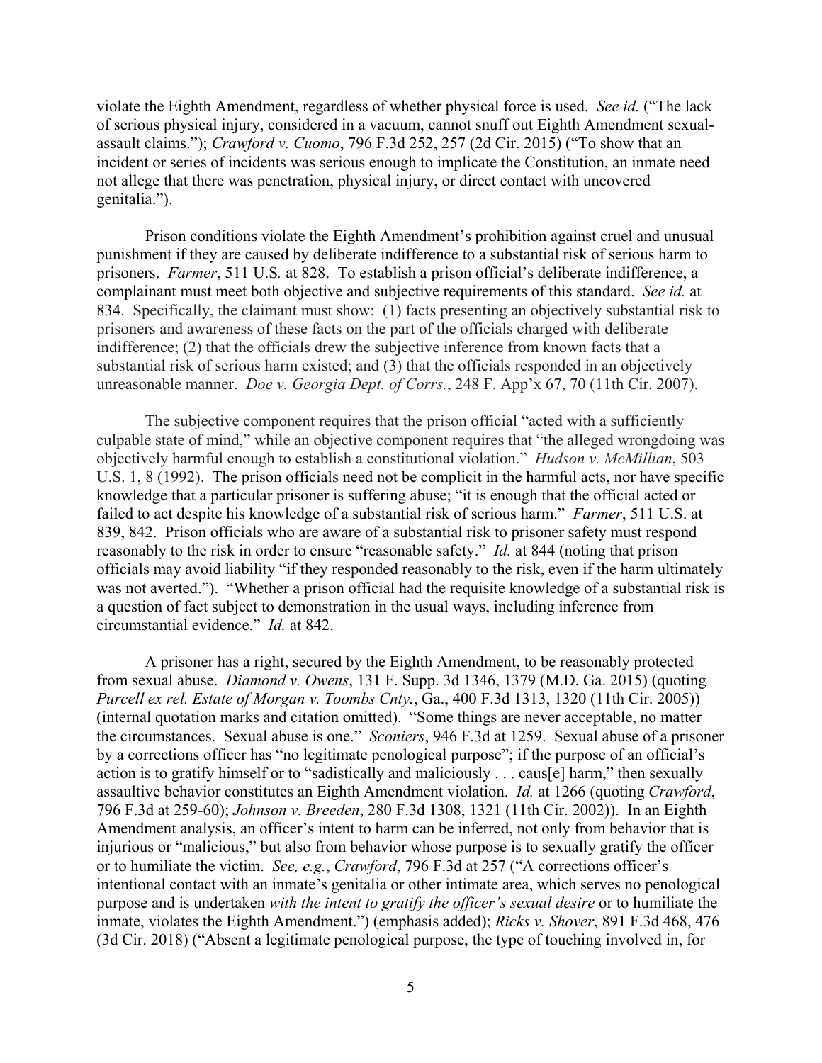violate the Eighth Amendment, regardless of whether physical force is used. *See id.* ("The lack of serious physical injury, considered in a vacuum, cannot snuff out Eighth Amendment sexual-assault claims."); *Crawford v. Cuomo*, 796 F.3d 252, 257 (2d Cir. 2015) ("To show that an incident or series of incidents was serious enough to implicate the Constitution, an inmate need not allege that there was penetration, physical injury, or direct contact with uncovered genitalia.").

Prison conditions violate the Eighth Amendment's prohibition against cruel and unusual punishment if they are caused by deliberate indifference to a substantial risk of serious harm to prisoners. *Farmer*, 511 U.S. at 828. To establish a prison official's deliberate indifference, a complainant must meet both objective and subjective requirements of this standard. *See id.* at 834. Specifically, the claimant must show: (1) facts presenting an objectively substantial risk to prisoners and awareness of these facts on the part of the officials charged with deliberate indifference; (2) that the officials drew the subjective inference from known facts that a substantial risk of serious harm existed; and (3) that the officials responded in an objectively unreasonable manner. *Doe v. Georgia Dept. of Corrs.*, 248 F. App'x 67, 70 (11th Cir. 2007).

The subjective component requires that the prison official "acted with a sufficiently culpable state of mind," while an objective component requires that "the alleged wrongdoing was objectively harmful enough to establish a constitutional violation." *Hudson v. McMillian*, 503 U.S. 1, 8 (1992). The prison officials need not be complicit in the harmful acts, nor have specific knowledge that a particular prisoner is suffering abuse; "it is enough that the official acted or failed to act despite his knowledge of a substantial risk of serious harm." *Farmer*, 511 U.S. at 839, 842. Prison officials who are aware of a substantial risk to prisoner safety must respond reasonably to the risk in order to ensure "reasonable safety." *Id.* at 844 (noting that prison officials may avoid liability "if they responded reasonably to the risk, even if the harm ultimately was not averted."). "Whether a prison official had the requisite knowledge of a substantial risk is a question of fact subject to demonstration in the usual ways, including inference from circumstantial evidence." *Id.* at 842.

A prisoner has a right, secured by the Eighth Amendment, to be reasonably protected from sexual abuse. *Diamond v. Owens*, 131 F. Supp. 3d 1346, 1379 (M.D. Ga. 2015) (quoting *Purcell ex rel. Estate of Morgan v. Toombs Cnty.*, Ga., 400 F.3d 1313, 1320 (11th Cir. 2005)) (internal quotation marks and citation omitted). "Some things are never acceptable, no matter the circumstances. Sexual abuse is one." *Sconiers*, 946 F.3d at 1259. Sexual abuse of a prisoner by a corrections officer has "no legitimate penological purpose"; if the purpose of an official's action is to gratify himself or to "sadistically and maliciously . . . caus[e] harm," then sexually assaultive behavior constitutes an Eighth Amendment violation. *Id.* at 1266 (quoting *Crawford*, 796 F.3d at 259-60); *Johnson v. Breeden*, 280 F.3d 1308, 1321 (11th Cir. 2002)). In an Eighth Amendment analysis, an officer's intent to harm can be inferred, not only from behavior that is injurious or "malicious," but also from behavior whose purpose is to sexually gratify the officer or to humiliate the victim. *See, e.g.*, *Crawford*, 796 F.3d at 257 ("A corrections officer's intentional contact with an inmate's genitalia or other intimate area, which serves no penological purpose and is undertaken *with the intent to gratify the officer's sexual desire* or to humiliate the inmate, violates the Eighth Amendment.") (emphasis added); *Ricks v. Shover*, 891 F.3d 468, 476 (3d Cir. 2018) ("Absent a legitimate penological purpose, the type of touching involved in, for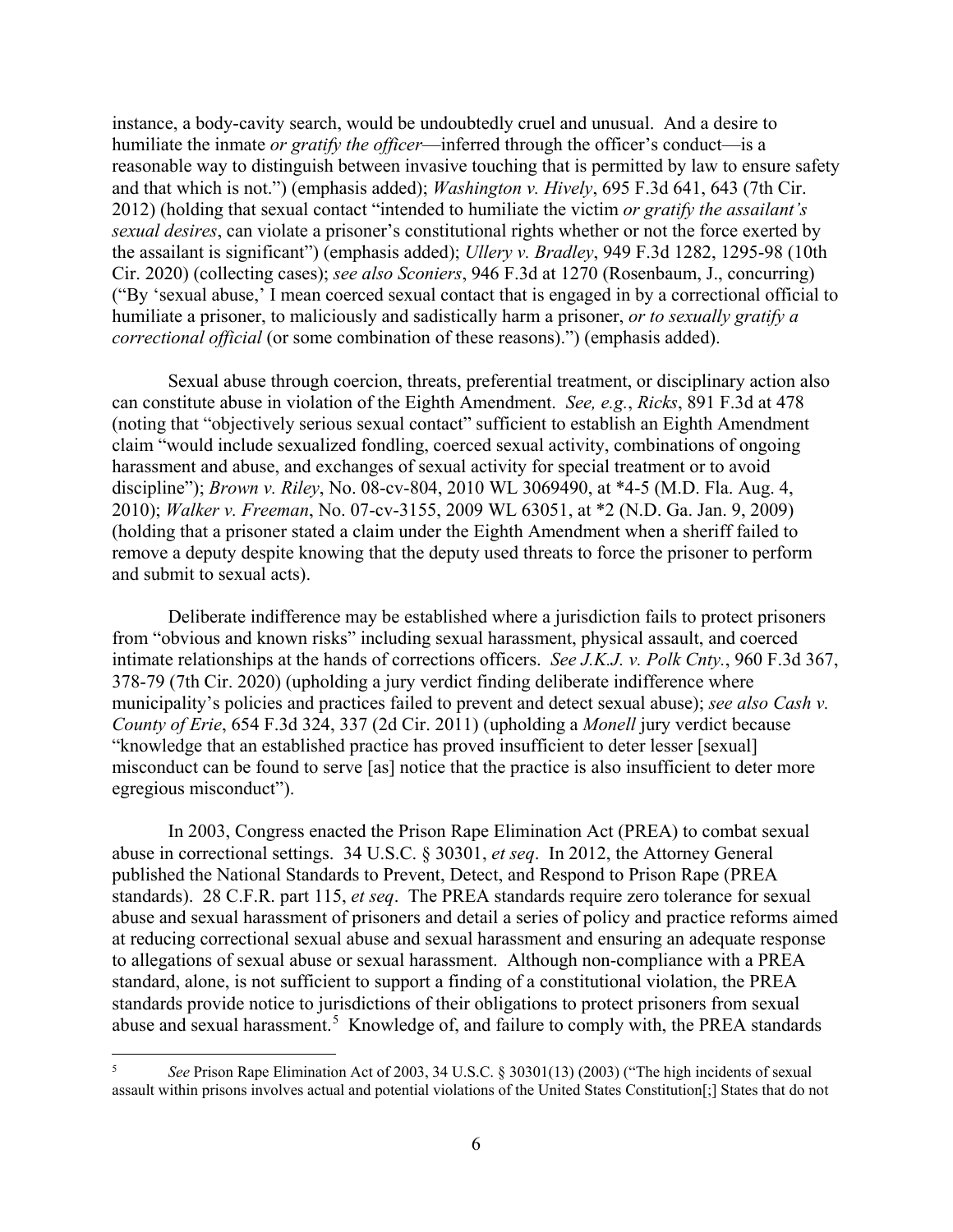instance, a body-cavity search, would be undoubtedly cruel and unusual. And a desire to humiliate the inmate *or gratify the officer*—inferred through the officer's conduct—is a reasonable way to distinguish between invasive touching that is permitted by law to ensure safety and that which is not.") (emphasis added); *Washington v. Hively*, 695 F.3d 641, 643 (7th Cir. 2012) (holding that sexual contact "intended to humiliate the victim *or gratify the assailant's sexual desires*, can violate a prisoner's constitutional rights whether or not the force exerted by the assailant is significant") (emphasis added); *Ullery v. Bradley*, 949 F.3d 1282, 1295-98 (10th Cir. 2020) (collecting cases); *see also Sconiers*, 946 F.3d at 1270 (Rosenbaum, J., concurring) ("By 'sexual abuse,' I mean coerced sexual contact that is engaged in by a correctional official to humiliate a prisoner, to maliciously and sadistically harm a prisoner, *or to sexually gratify a correctional official* (or some combination of these reasons).") (emphasis added).

Sexual abuse through coercion, threats, preferential treatment, or disciplinary action also can constitute abuse in violation of the Eighth Amendment. *See, e.g.*, *Ricks*, 891 F.3d at 478 (noting that "objectively serious sexual contact" sufficient to establish an Eighth Amendment claim "would include sexualized fondling, coerced sexual activity, combinations of ongoing harassment and abuse, and exchanges of sexual activity for special treatment or to avoid discipline"); *Brown v. Riley*, No. 08-cv-804, 2010 WL 3069490, at *4-5 (M.D. Fla. Aug. 4, 2010); *Walker v. Freeman*, No. 07-cv-3155, 2009 WL 63051, at *2 (N.D. Ga. Jan. 9, 2009) (holding that a prisoner stated a claim under the Eighth Amendment when a sheriff failed to remove a deputy despite knowing that the deputy used threats to force the prisoner to perform and submit to sexual acts).

Deliberate indifference may be established where a jurisdiction fails to protect prisoners from "obvious and known risks" including sexual harassment, physical assault, and coerced intimate relationships at the hands of corrections officers. *See J.K.J. v. Polk Cnty.*, 960 F.3d 367, 378-79 (7th Cir. 2020) (upholding a jury verdict finding deliberate indifference where municipality's policies and practices failed to prevent and detect sexual abuse); *see also Cash v. County of Erie*, 654 F.3d 324, 337 (2d Cir. 2011) (upholding a *Monell* jury verdict because "knowledge that an established practice has proved insufficient to deter lesser [sexual] misconduct can be found to serve [as] notice that the practice is also insufficient to deter more egregious misconduct").

In 2003, Congress enacted the Prison Rape Elimination Act (PREA) to combat sexual abuse in correctional settings. 34 U.S.C. § 30301, *et seq*. In 2012, the Attorney General published the National Standards to Prevent, Detect, and Respond to Prison Rape (PREA standards). 28 C.F.R. part 115, *et seq*. The PREA standards require zero tolerance for sexual abuse and sexual harassment of prisoners and detail a series of policy and practice reforms aimed at reducing correctional sexual abuse and sexual harassment and ensuring an adequate response to allegations of sexual abuse or sexual harassment. Although non-compliance with a PREA standard, alone, is not sufficient to support a finding of a constitutional violation, the PREA standards provide notice to jurisdictions of their obligations to protect prisoners from sexual abuse and sexual harassment.[5] Knowledge of, and failure to comply with, the PREA standards

---

[5] *See* Prison Rape Elimination Act of 2003, 34 U.S.C. § 30301(13) (2003) ("The high incidents of sexual assault within prisons involves actual and potential violations of the United States Constitution[;] States that do not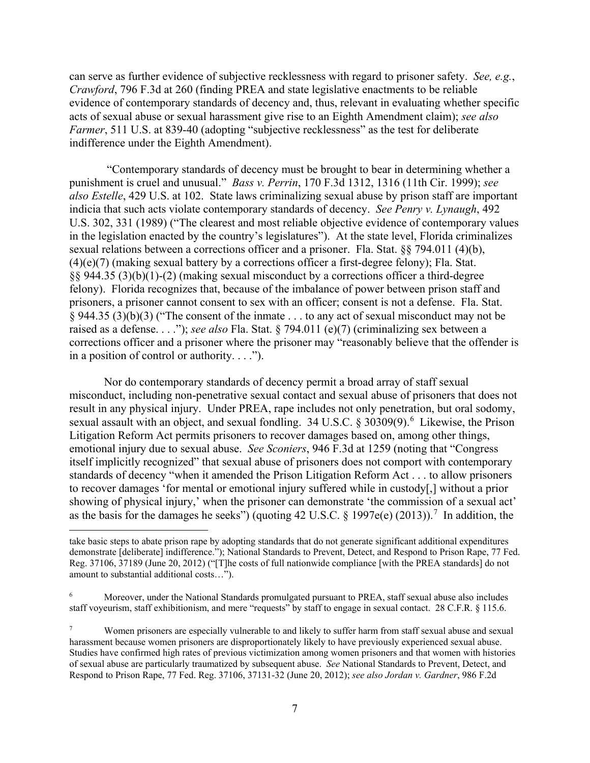can serve as further evidence of subjective recklessness with regard to prisoner safety. *See, e.g.*, *Crawford*, 796 F.3d at 260 (finding PREA and state legislative enactments to be reliable evidence of contemporary standards of decency and, thus, relevant in evaluating whether specific acts of sexual abuse or sexual harassment give rise to an Eighth Amendment claim); *see also Farmer*, 511 U.S. at 839-40 (adopting "subjective recklessness" as the test for deliberate indifference under the Eighth Amendment).

"Contemporary standards of decency must be brought to bear in determining whether a punishment is cruel and unusual." *Bass v. Perrin*, 170 F.3d 1312, 1316 (11th Cir. 1999); *see also Estelle*, 429 U.S. at 102. State laws criminalizing sexual abuse by prison staff are important indicia that such acts violate contemporary standards of decency. *See Penry v. Lynaugh*, 492 U.S. 302, 331 (1989) ("The clearest and most reliable objective evidence of contemporary values in the legislation enacted by the country's legislatures"). At the state level, Florida criminalizes sexual relations between a corrections officer and a prisoner. Fla. Stat. §§ 794.011 (4)(b), (4)(e)(7) (making sexual battery by a corrections officer a first-degree felony); Fla. Stat. §§ 944.35 (3)(b)(1)-(2) (making sexual misconduct by a corrections officer a third-degree felony). Florida recognizes that, because of the imbalance of power between prison staff and prisoners, a prisoner cannot consent to sex with an officer; consent is not a defense. Fla. Stat. § 944.35 (3)(b)(3) ("The consent of the inmate . . . to any act of sexual misconduct may not be raised as a defense. . . ."); *see also* Fla. Stat. § 794.011 (e)(7) (criminalizing sex between a corrections officer and a prisoner where the prisoner may "reasonably believe that the offender is in a position of control or authority. . . .").

Nor do contemporary standards of decency permit a broad array of staff sexual misconduct, including non-penetrative sexual contact and sexual abuse of prisoners that does not result in any physical injury. Under PREA, rape includes not only penetration, but oral sodomy, sexual assault with an object, and sexual fondling. 34 U.S.C. § 30309(9).[6] Likewise, the Prison Litigation Reform Act permits prisoners to recover damages based on, among other things, emotional injury due to sexual abuse. *See Sconiers*, 946 F.3d at 1259 (noting that "Congress itself implicitly recognized" that sexual abuse of prisoners does not comport with contemporary standards of decency "when it amended the Prison Litigation Reform Act . . . to allow prisoners to recover damages 'for mental or emotional injury suffered while in custody[,] without a prior showing of physical injury,' when the prisoner can demonstrate 'the commission of a sexual act' as the basis for the damages he seeks") (quoting 42 U.S.C. § 1997e(e) (2013)).[7] In addition, the

---

take basic steps to abate prison rape by adopting standards that do not generate significant additional expenditures demonstrate [deliberate] indifference."); National Standards to Prevent, Detect, and Respond to Prison Rape, 77 Fed. Reg. 37106, 37189 (June 20, 2012) ("[T]he costs of full nationwide compliance [with the PREA standards] do not amount to substantial additional costs…").

[6] Moreover, under the National Standards promulgated pursuant to PREA, staff sexual abuse also includes staff voyeurism, staff exhibitionism, and mere "requests" by staff to engage in sexual contact. 28 C.F.R. § 115.6.

[7] Women prisoners are especially vulnerable to and likely to suffer harm from staff sexual abuse and sexual harassment because women prisoners are disproportionately likely to have previously experienced sexual abuse. Studies have confirmed high rates of previous victimization among women prisoners and that women with histories of sexual abuse are particularly traumatized by subsequent abuse. *See* National Standards to Prevent, Detect, and Respond to Prison Rape, 77 Fed. Reg. 37106, 37131-32 (June 20, 2012); *see also Jordan v. Gardner*, 986 F.2d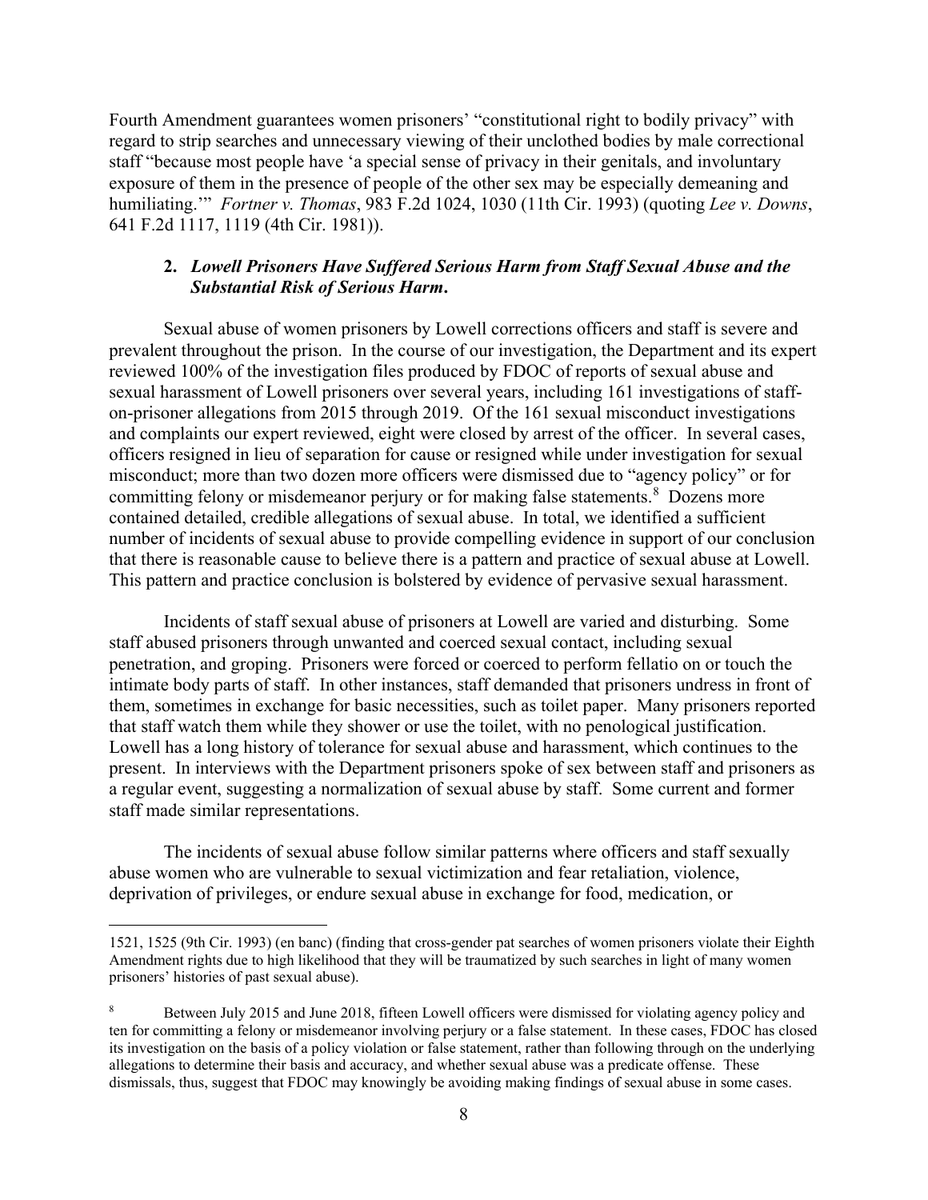Fourth Amendment guarantees women prisoners' "constitutional right to bodily privacy" with regard to strip searches and unnecessary viewing of their unclothed bodies by male correctional staff "because most people have 'a special sense of privacy in their genitals, and involuntary exposure of them in the presence of people of the other sex may be especially demeaning and humiliating.'" *Fortner v. Thomas*, 983 F.2d 1024, 1030 (11th Cir. 1993) (quoting *Lee v. Downs*, 641 F.2d 1117, 1119 (4th Cir. 1981)).

### 2. *Lowell Prisoners Have Suffered Serious Harm from Staff Sexual Abuse and the Substantial Risk of Serious Harm.*

Sexual abuse of women prisoners by Lowell corrections officers and staff is severe and prevalent throughout the prison. In the course of our investigation, the Department and its expert reviewed 100% of the investigation files produced by FDOC of reports of sexual abuse and sexual harassment of Lowell prisoners over several years, including 161 investigations of staff-on-prisoner allegations from 2015 through 2019. Of the 161 sexual misconduct investigations and complaints our expert reviewed, eight were closed by arrest of the officer. In several cases, officers resigned in lieu of separation for cause or resigned while under investigation for sexual misconduct; more than two dozen more officers were dismissed due to "agency policy" or for committing felony or misdemeanor perjury or for making false statements.[8] Dozens more contained detailed, credible allegations of sexual abuse. In total, we identified a sufficient number of incidents of sexual abuse to provide compelling evidence in support of our conclusion that there is reasonable cause to believe there is a pattern and practice of sexual abuse at Lowell. This pattern and practice conclusion is bolstered by evidence of pervasive sexual harassment.

Incidents of staff sexual abuse of prisoners at Lowell are varied and disturbing. Some staff abused prisoners through unwanted and coerced sexual contact, including sexual penetration, and groping. Prisoners were forced or coerced to perform fellatio on or touch the intimate body parts of staff. In other instances, staff demanded that prisoners undress in front of them, sometimes in exchange for basic necessities, such as toilet paper. Many prisoners reported that staff watch them while they shower or use the toilet, with no penological justification. Lowell has a long history of tolerance for sexual abuse and harassment, which continues to the present. In interviews with the Department prisoners spoke of sex between staff and prisoners as a regular event, suggesting a normalization of sexual abuse by staff. Some current and former staff made similar representations.

The incidents of sexual abuse follow similar patterns where officers and staff sexually abuse women who are vulnerable to sexual victimization and fear retaliation, violence, deprivation of privileges, or endure sexual abuse in exchange for food, medication, or

---

1521, 1525 (9th Cir. 1993) (en banc) (finding that cross-gender pat searches of women prisoners violate their Eighth Amendment rights due to high likelihood that they will be traumatized by such searches in light of many women prisoners' histories of past sexual abuse).

[8] Between July 2015 and June 2018, fifteen Lowell officers were dismissed for violating agency policy and ten for committing a felony or misdemeanor involving perjury or a false statement. In these cases, FDOC has closed its investigation on the basis of a policy violation or false statement, rather than following through on the underlying allegations to determine their basis and accuracy, and whether sexual abuse was a predicate offense. These dismissals, thus, suggest that FDOC may knowingly be avoiding making findings of sexual abuse in some cases.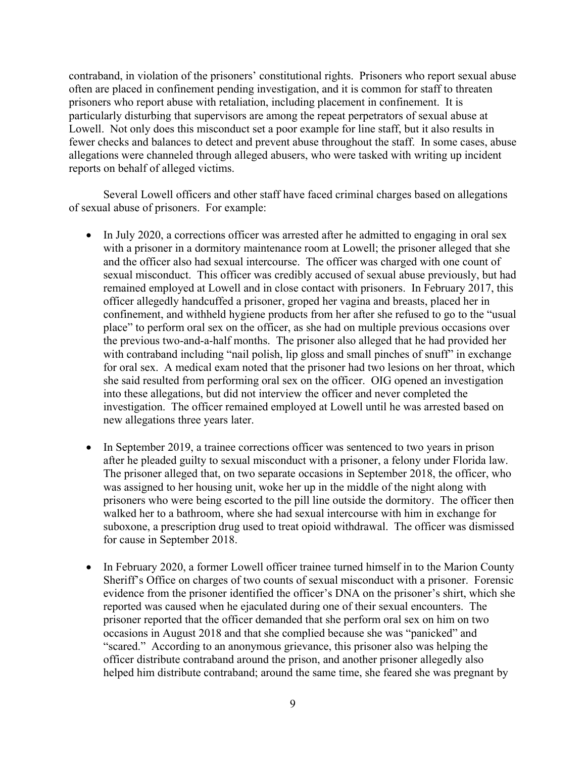contraband, in violation of the prisoners' constitutional rights. Prisoners who report sexual abuse often are placed in confinement pending investigation, and it is common for staff to threaten prisoners who report abuse with retaliation, including placement in confinement. It is particularly disturbing that supervisors are among the repeat perpetrators of sexual abuse at Lowell. Not only does this misconduct set a poor example for line staff, but it also results in fewer checks and balances to detect and prevent abuse throughout the staff. In some cases, abuse allegations were channeled through alleged abusers, who were tasked with writing up incident reports on behalf of alleged victims.

Several Lowell officers and other staff have faced criminal charges based on allegations of sexual abuse of prisoners. For example:

- In July 2020, a corrections officer was arrested after he admitted to engaging in oral sex with a prisoner in a dormitory maintenance room at Lowell; the prisoner alleged that she and the officer also had sexual intercourse. The officer was charged with one count of sexual misconduct. This officer was credibly accused of sexual abuse previously, but had remained employed at Lowell and in close contact with prisoners. In February 2017, this officer allegedly handcuffed a prisoner, groped her vagina and breasts, placed her in confinement, and withheld hygiene products from her after she refused to go to the "usual place" to perform oral sex on the officer, as she had on multiple previous occasions over the previous two-and-a-half months. The prisoner also alleged that he had provided her with contraband including "nail polish, lip gloss and small pinches of snuff" in exchange for oral sex. A medical exam noted that the prisoner had two lesions on her throat, which she said resulted from performing oral sex on the officer. OIG opened an investigation into these allegations, but did not interview the officer and never completed the investigation. The officer remained employed at Lowell until he was arrested based on new allegations three years later.

- In September 2019, a trainee corrections officer was sentenced to two years in prison after he pleaded guilty to sexual misconduct with a prisoner, a felony under Florida law. The prisoner alleged that, on two separate occasions in September 2018, the officer, who was assigned to her housing unit, woke her up in the middle of the night along with prisoners who were being escorted to the pill line outside the dormitory. The officer then walked her to a bathroom, where she had sexual intercourse with him in exchange for suboxone, a prescription drug used to treat opioid withdrawal. The officer was dismissed for cause in September 2018.

- In February 2020, a former Lowell officer trainee turned himself in to the Marion County Sheriff's Office on charges of two counts of sexual misconduct with a prisoner. Forensic evidence from the prisoner identified the officer's DNA on the prisoner's shirt, which she reported was caused when he ejaculated during one of their sexual encounters. The prisoner reported that the officer demanded that she perform oral sex on him on two occasions in August 2018 and that she complied because she was "panicked" and "scared." According to an anonymous grievance, this prisoner also was helping the officer distribute contraband around the prison, and another prisoner allegedly also helped him distribute contraband; around the same time, she feared she was pregnant by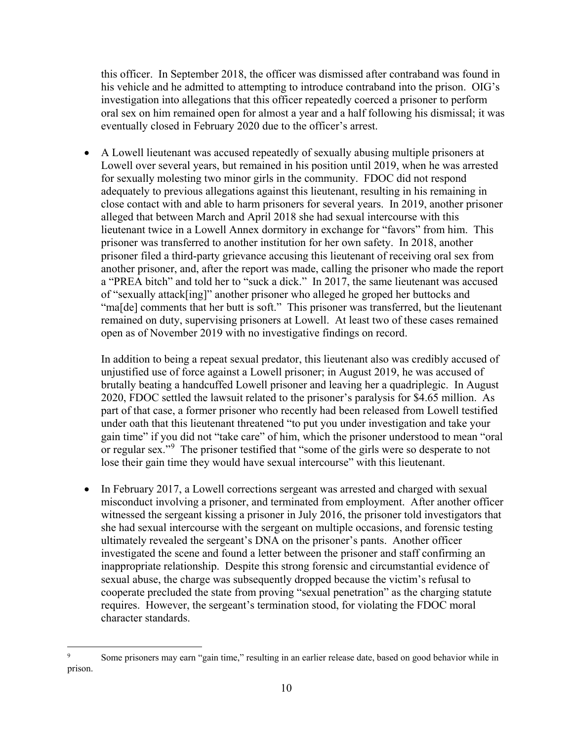this officer. In September 2018, the officer was dismissed after contraband was found in his vehicle and he admitted to attempting to introduce contraband into the prison. OIG's investigation into allegations that this officer repeatedly coerced a prisoner to perform oral sex on him remained open for almost a year and a half following his dismissal; it was eventually closed in February 2020 due to the officer's arrest.

- A Lowell lieutenant was accused repeatedly of sexually abusing multiple prisoners at Lowell over several years, but remained in his position until 2019, when he was arrested for sexually molesting two minor girls in the community. FDOC did not respond adequately to previous allegations against this lieutenant, resulting in his remaining in close contact with and able to harm prisoners for several years. In 2019, another prisoner alleged that between March and April 2018 she had sexual intercourse with this lieutenant twice in a Lowell Annex dormitory in exchange for "favors" from him. This prisoner was transferred to another institution for her own safety. In 2018, another prisoner filed a third-party grievance accusing this lieutenant of receiving oral sex from another prisoner, and, after the report was made, calling the prisoner who made the report a "PREA bitch" and told her to "suck a dick." In 2017, the same lieutenant was accused of "sexually attack[ing]" another prisoner who alleged he groped her buttocks and "ma[de] comments that her butt is soft." This prisoner was transferred, but the lieutenant remained on duty, supervising prisoners at Lowell. At least two of these cases remained open as of November 2019 with no investigative findings on record.

  In addition to being a repeat sexual predator, this lieutenant also was credibly accused of unjustified use of force against a Lowell prisoner; in August 2019, he was accused of brutally beating a handcuffed Lowell prisoner and leaving her a quadriplegic. In August 2020, FDOC settled the lawsuit related to the prisoner's paralysis for $4.65 million. As part of that case, a former prisoner who recently had been released from Lowell testified under oath that this lieutenant threatened "to put you under investigation and take your gain time" if you did not "take care" of him, which the prisoner understood to mean "oral or regular sex."[9] The prisoner testified that "some of the girls were so desperate to not lose their gain time they would have sexual intercourse" with this lieutenant.

- In February 2017, a Lowell corrections sergeant was arrested and charged with sexual misconduct involving a prisoner, and terminated from employment. After another officer witnessed the sergeant kissing a prisoner in July 2016, the prisoner told investigators that she had sexual intercourse with the sergeant on multiple occasions, and forensic testing ultimately revealed the sergeant's DNA on the prisoner's pants. Another officer investigated the scene and found a letter between the prisoner and staff confirming an inappropriate relationship. Despite this strong forensic and circumstantial evidence of sexual abuse, the charge was subsequently dropped because the victim's refusal to cooperate precluded the state from proving "sexual penetration" as the charging statute requires. However, the sergeant's termination stood, for violating the FDOC moral character standards.

---

[9] Some prisoners may earn "gain time," resulting in an earlier release date, based on good behavior while in prison.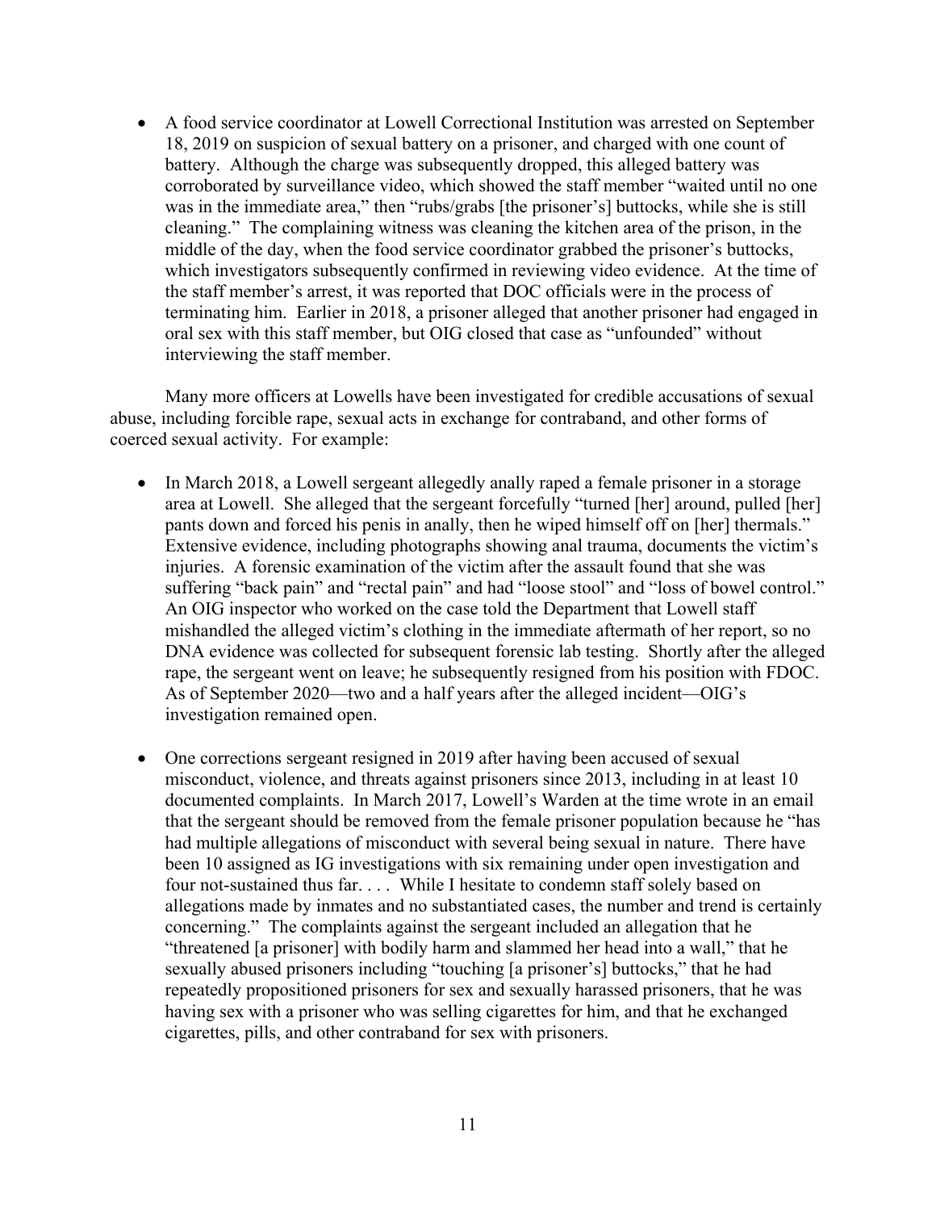- A food service coordinator at Lowell Correctional Institution was arrested on September 18, 2019 on suspicion of sexual battery on a prisoner, and charged with one count of battery. Although the charge was subsequently dropped, this alleged battery was corroborated by surveillance video, which showed the staff member "waited until no one was in the immediate area," then "rubs/grabs [the prisoner's] buttocks, while she is still cleaning." The complaining witness was cleaning the kitchen area of the prison, in the middle of the day, when the food service coordinator grabbed the prisoner's buttocks, which investigators subsequently confirmed in reviewing video evidence. At the time of the staff member's arrest, it was reported that DOC officials were in the process of terminating him. Earlier in 2018, a prisoner alleged that another prisoner had engaged in oral sex with this staff member, but OIG closed that case as "unfounded" without interviewing the staff member.

Many more officers at Lowells have been investigated for credible accusations of sexual abuse, including forcible rape, sexual acts in exchange for contraband, and other forms of coerced sexual activity. For example:

- In March 2018, a Lowell sergeant allegedly anally raped a female prisoner in a storage area at Lowell. She alleged that the sergeant forcefully "turned [her] around, pulled [her] pants down and forced his penis in anally, then he wiped himself off on [her] thermals." Extensive evidence, including photographs showing anal trauma, documents the victim's injuries. A forensic examination of the victim after the assault found that she was suffering "back pain" and "rectal pain" and had "loose stool" and "loss of bowel control." An OIG inspector who worked on the case told the Department that Lowell staff mishandled the alleged victim's clothing in the immediate aftermath of her report, so no DNA evidence was collected for subsequent forensic lab testing. Shortly after the alleged rape, the sergeant went on leave; he subsequently resigned from his position with FDOC. As of September 2020—two and a half years after the alleged incident—OIG's investigation remained open.

- One corrections sergeant resigned in 2019 after having been accused of sexual misconduct, violence, and threats against prisoners since 2013, including in at least 10 documented complaints. In March 2017, Lowell's Warden at the time wrote in an email that the sergeant should be removed from the female prisoner population because he "has had multiple allegations of misconduct with several being sexual in nature. There have been 10 assigned as IG investigations with six remaining under open investigation and four not-sustained thus far. . . . While I hesitate to condemn staff solely based on allegations made by inmates and no substantiated cases, the number and trend is certainly concerning." The complaints against the sergeant included an allegation that he "threatened [a prisoner] with bodily harm and slammed her head into a wall," that he sexually abused prisoners including "touching [a prisoner's] buttocks," that he had repeatedly propositioned prisoners for sex and sexually harassed prisoners, that he was having sex with a prisoner who was selling cigarettes for him, and that he exchanged cigarettes, pills, and other contraband for sex with prisoners.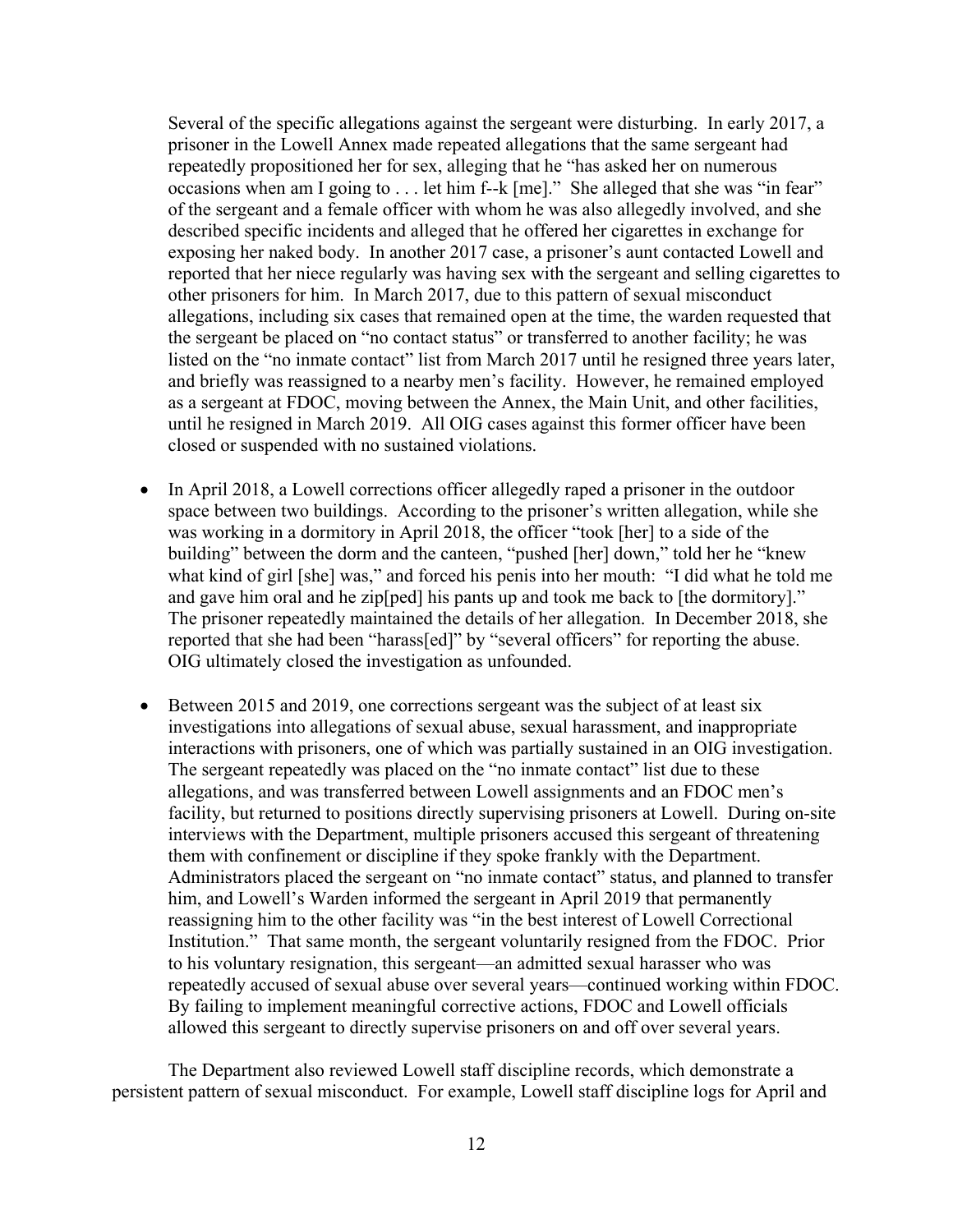Several of the specific allegations against the sergeant were disturbing. In early 2017, a prisoner in the Lowell Annex made repeated allegations that the same sergeant had repeatedly propositioned her for sex, alleging that he "has asked her on numerous occasions when am I going to . . . let him f--k [me]." She alleged that she was "in fear" of the sergeant and a female officer with whom he was also allegedly involved, and she described specific incidents and alleged that he offered her cigarettes in exchange for exposing her naked body. In another 2017 case, a prisoner's aunt contacted Lowell and reported that her niece regularly was having sex with the sergeant and selling cigarettes to other prisoners for him. In March 2017, due to this pattern of sexual misconduct allegations, including six cases that remained open at the time, the warden requested that the sergeant be placed on "no contact status" or transferred to another facility; he was listed on the "no inmate contact" list from March 2017 until he resigned three years later, and briefly was reassigned to a nearby men's facility. However, he remained employed as a sergeant at FDOC, moving between the Annex, the Main Unit, and other facilities, until he resigned in March 2019. All OIG cases against this former officer have been closed or suspended with no sustained violations.

- In April 2018, a Lowell corrections officer allegedly raped a prisoner in the outdoor space between two buildings. According to the prisoner's written allegation, while she was working in a dormitory in April 2018, the officer "took [her] to a side of the building" between the dorm and the canteen, "pushed [her] down," told her he "knew what kind of girl [she] was," and forced his penis into her mouth: "I did what he told me and gave him oral and he zip[ped] his pants up and took me back to [the dormitory]." The prisoner repeatedly maintained the details of her allegation. In December 2018, she reported that she had been "harass[ed]" by "several officers" for reporting the abuse. OIG ultimately closed the investigation as unfounded.

- Between 2015 and 2019, one corrections sergeant was the subject of at least six investigations into allegations of sexual abuse, sexual harassment, and inappropriate interactions with prisoners, one of which was partially sustained in an OIG investigation. The sergeant repeatedly was placed on the "no inmate contact" list due to these allegations, and was transferred between Lowell assignments and an FDOC men's facility, but returned to positions directly supervising prisoners at Lowell. During on-site interviews with the Department, multiple prisoners accused this sergeant of threatening them with confinement or discipline if they spoke frankly with the Department. Administrators placed the sergeant on "no inmate contact" status, and planned to transfer him, and Lowell's Warden informed the sergeant in April 2019 that permanently reassigning him to the other facility was "in the best interest of Lowell Correctional Institution." That same month, the sergeant voluntarily resigned from the FDOC. Prior to his voluntary resignation, this sergeant—an admitted sexual harasser who was repeatedly accused of sexual abuse over several years—continued working within FDOC. By failing to implement meaningful corrective actions, FDOC and Lowell officials allowed this sergeant to directly supervise prisoners on and off over several years.

The Department also reviewed Lowell staff discipline records, which demonstrate a persistent pattern of sexual misconduct. For example, Lowell staff discipline logs for April and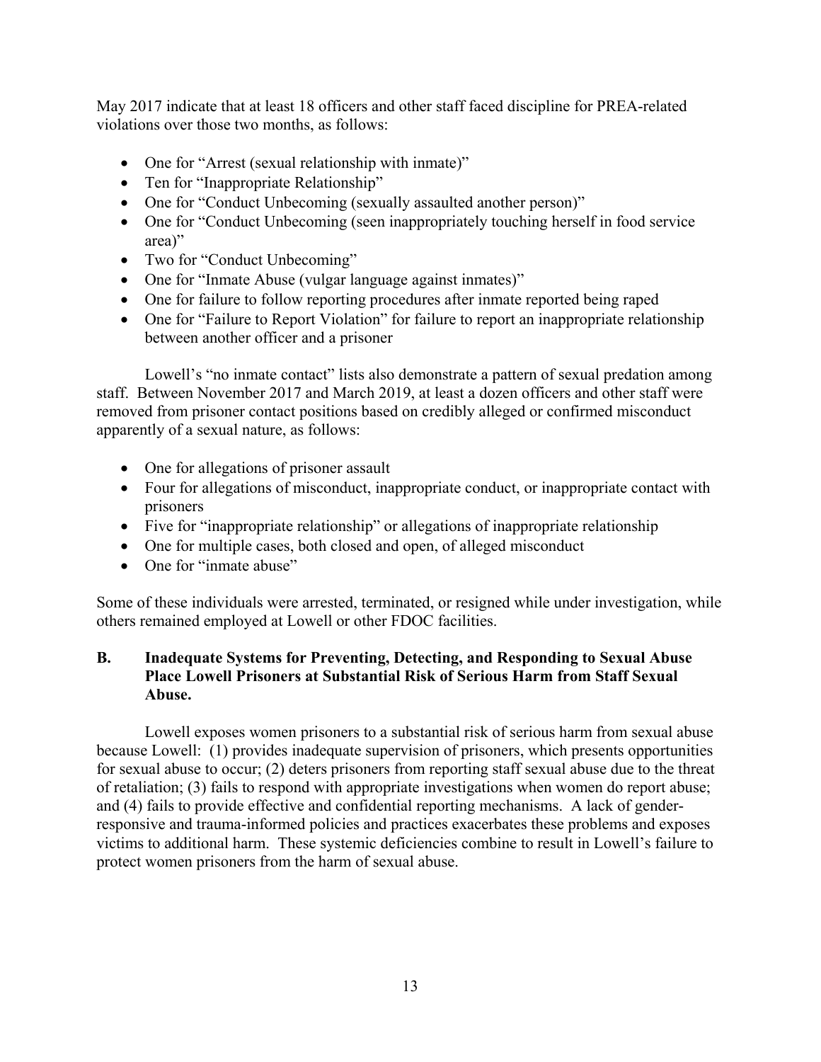May 2017 indicate that at least 18 officers and other staff faced discipline for PREA-related violations over those two months, as follows:

- One for "Arrest (sexual relationship with inmate)"
- Ten for "Inappropriate Relationship"
- One for "Conduct Unbecoming (sexually assaulted another person)"
- One for "Conduct Unbecoming (seen inappropriately touching herself in food service area)"
- Two for "Conduct Unbecoming"
- One for "Inmate Abuse (vulgar language against inmates)"
- One for failure to follow reporting procedures after inmate reported being raped
- One for "Failure to Report Violation" for failure to report an inappropriate relationship between another officer and a prisoner

Lowell's "no inmate contact" lists also demonstrate a pattern of sexual predation among staff. Between November 2017 and March 2019, at least a dozen officers and other staff were removed from prisoner contact positions based on credibly alleged or confirmed misconduct apparently of a sexual nature, as follows:

- One for allegations of prisoner assault
- Four for allegations of misconduct, inappropriate conduct, or inappropriate contact with prisoners
- Five for "inappropriate relationship" or allegations of inappropriate relationship
- One for multiple cases, both closed and open, of alleged misconduct
- One for "inmate abuse"

Some of these individuals were arrested, terminated, or resigned while under investigation, while others remained employed at Lowell or other FDOC facilities.

### B. Inadequate Systems for Preventing, Detecting, and Responding to Sexual Abuse Place Lowell Prisoners at Substantial Risk of Serious Harm from Staff Sexual Abuse.

Lowell exposes women prisoners to a substantial risk of serious harm from sexual abuse because Lowell: (1) provides inadequate supervision of prisoners, which presents opportunities for sexual abuse to occur; (2) deters prisoners from reporting staff sexual abuse due to the threat of retaliation; (3) fails to respond with appropriate investigations when women do report abuse; and (4) fails to provide effective and confidential reporting mechanisms. A lack of gender-responsive and trauma-informed policies and practices exacerbates these problems and exposes victims to additional harm. These systemic deficiencies combine to result in Lowell's failure to protect women prisoners from the harm of sexual abuse.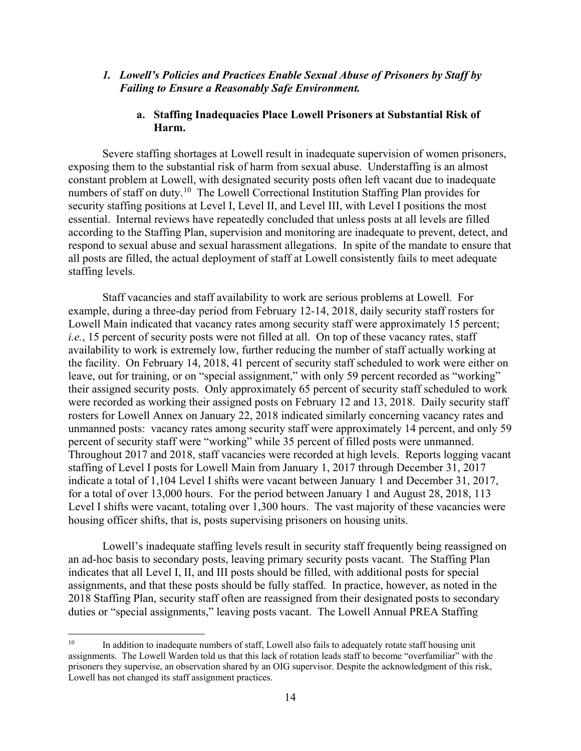### *1. Lowell's Policies and Practices Enable Sexual Abuse of Prisoners by Staff by Failing to Ensure a Reasonably Safe Environment.*

#### a. Staffing Inadequacies Place Lowell Prisoners at Substantial Risk of Harm.

Severe staffing shortages at Lowell result in inadequate supervision of women prisoners, exposing them to the substantial risk of harm from sexual abuse. Understaffing is an almost constant problem at Lowell, with designated security posts often left vacant due to inadequate numbers of staff on duty.[10] The Lowell Correctional Institution Staffing Plan provides for security staffing positions at Level I, Level II, and Level III, with Level I positions the most essential. Internal reviews have repeatedly concluded that unless posts at all levels are filled according to the Staffing Plan, supervision and monitoring are inadequate to prevent, detect, and respond to sexual abuse and sexual harassment allegations. In spite of the mandate to ensure that all posts are filled, the actual deployment of staff at Lowell consistently fails to meet adequate staffing levels.

Staff vacancies and staff availability to work are serious problems at Lowell. For example, during a three-day period from February 12-14, 2018, daily security staff rosters for Lowell Main indicated that vacancy rates among security staff were approximately 15 percent; *i.e.*, 15 percent of security posts were not filled at all. On top of these vacancy rates, staff availability to work is extremely low, further reducing the number of staff actually working at the facility. On February 14, 2018, 41 percent of security staff scheduled to work were either on leave, out for training, or on "special assignment," with only 59 percent recorded as "working" their assigned security posts. Only approximately 65 percent of security staff scheduled to work were recorded as working their assigned posts on February 12 and 13, 2018. Daily security staff rosters for Lowell Annex on January 22, 2018 indicated similarly concerning vacancy rates and unmanned posts: vacancy rates among security staff were approximately 14 percent, and only 59 percent of security staff were "working" while 35 percent of filled posts were unmanned. Throughout 2017 and 2018, staff vacancies were recorded at high levels. Reports logging vacant staffing of Level I posts for Lowell Main from January 1, 2017 through December 31, 2017 indicate a total of 1,104 Level I shifts were vacant between January 1 and December 31, 2017, for a total of over 13,000 hours. For the period between January 1 and August 28, 2018, 113 Level I shifts were vacant, totaling over 1,300 hours. The vast majority of these vacancies were housing officer shifts, that is, posts supervising prisoners on housing units.

Lowell's inadequate staffing levels result in security staff frequently being reassigned on an ad-hoc basis to secondary posts, leaving primary security posts vacant. The Staffing Plan indicates that all Level I, II, and III posts should be filled, with additional posts for special assignments, and that these posts should be fully staffed. In practice, however, as noted in the 2018 Staffing Plan, security staff often are reassigned from their designated posts to secondary duties or "special assignments," leaving posts vacant. The Lowell Annual PREA Staffing

---

[10] In addition to inadequate numbers of staff, Lowell also fails to adequately rotate staff housing unit assignments. The Lowell Warden told us that this lack of rotation leads staff to become "overfamiliar" with the prisoners they supervise, an observation shared by an OIG supervisor. Despite the acknowledgment of this risk, Lowell has not changed its staff assignment practices.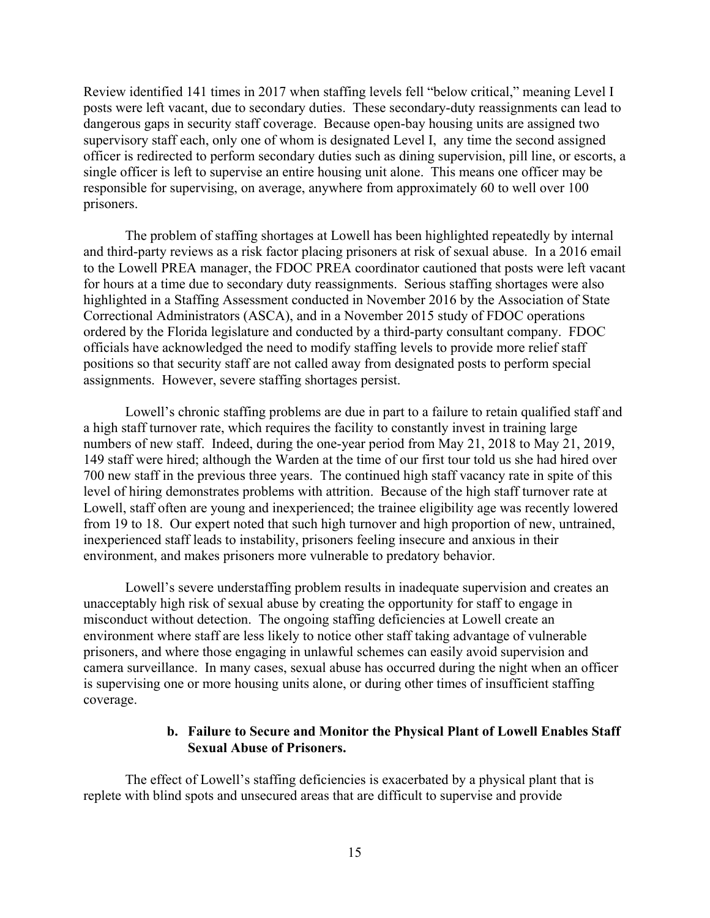Review identified 141 times in 2017 when staffing levels fell "below critical," meaning Level I posts were left vacant, due to secondary duties. These secondary-duty reassignments can lead to dangerous gaps in security staff coverage. Because open-bay housing units are assigned two supervisory staff each, only one of whom is designated Level I, any time the second assigned officer is redirected to perform secondary duties such as dining supervision, pill line, or escorts, a single officer is left to supervise an entire housing unit alone. This means one officer may be responsible for supervising, on average, anywhere from approximately 60 to well over 100 prisoners.

The problem of staffing shortages at Lowell has been highlighted repeatedly by internal and third-party reviews as a risk factor placing prisoners at risk of sexual abuse. In a 2016 email to the Lowell PREA manager, the FDOC PREA coordinator cautioned that posts were left vacant for hours at a time due to secondary duty reassignments. Serious staffing shortages were also highlighted in a Staffing Assessment conducted in November 2016 by the Association of State Correctional Administrators (ASCA), and in a November 2015 study of FDOC operations ordered by the Florida legislature and conducted by a third-party consultant company. FDOC officials have acknowledged the need to modify staffing levels to provide more relief staff positions so that security staff are not called away from designated posts to perform special assignments. However, severe staffing shortages persist.

Lowell's chronic staffing problems are due in part to a failure to retain qualified staff and a high staff turnover rate, which requires the facility to constantly invest in training large numbers of new staff. Indeed, during the one-year period from May 21, 2018 to May 21, 2019, 149 staff were hired; although the Warden at the time of our first tour told us she had hired over 700 new staff in the previous three years. The continued high staff vacancy rate in spite of this level of hiring demonstrates problems with attrition. Because of the high staff turnover rate at Lowell, staff often are young and inexperienced; the trainee eligibility age was recently lowered from 19 to 18. Our expert noted that such high turnover and high proportion of new, untrained, inexperienced staff leads to instability, prisoners feeling insecure and anxious in their environment, and makes prisoners more vulnerable to predatory behavior.

Lowell's severe understaffing problem results in inadequate supervision and creates an unacceptably high risk of sexual abuse by creating the opportunity for staff to engage in misconduct without detection. The ongoing staffing deficiencies at Lowell create an environment where staff are less likely to notice other staff taking advantage of vulnerable prisoners, and where those engaging in unlawful schemes can easily avoid supervision and camera surveillance. In many cases, sexual abuse has occurred during the night when an officer is supervising one or more housing units alone, or during other times of insufficient staffing coverage.

#### b. Failure to Secure and Monitor the Physical Plant of Lowell Enables Staff Sexual Abuse of Prisoners.

The effect of Lowell's staffing deficiencies is exacerbated by a physical plant that is replete with blind spots and unsecured areas that are difficult to supervise and provide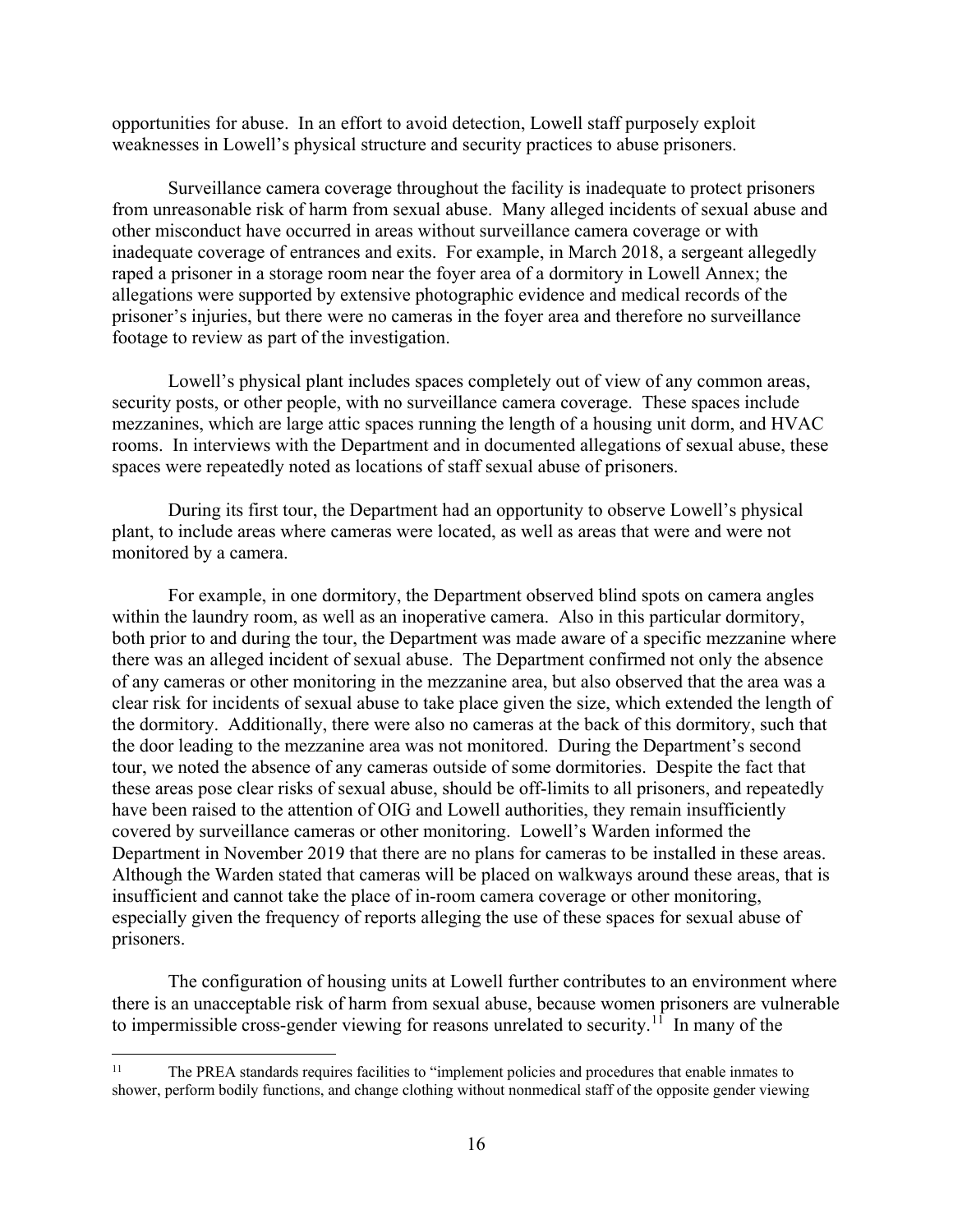opportunities for abuse. In an effort to avoid detection, Lowell staff purposely exploit weaknesses in Lowell's physical structure and security practices to abuse prisoners.

Surveillance camera coverage throughout the facility is inadequate to protect prisoners from unreasonable risk of harm from sexual abuse. Many alleged incidents of sexual abuse and other misconduct have occurred in areas without surveillance camera coverage or with inadequate coverage of entrances and exits. For example, in March 2018, a sergeant allegedly raped a prisoner in a storage room near the foyer area of a dormitory in Lowell Annex; the allegations were supported by extensive photographic evidence and medical records of the prisoner's injuries, but there were no cameras in the foyer area and therefore no surveillance footage to review as part of the investigation.

Lowell's physical plant includes spaces completely out of view of any common areas, security posts, or other people, with no surveillance camera coverage. These spaces include mezzanines, which are large attic spaces running the length of a housing unit dorm, and HVAC rooms. In interviews with the Department and in documented allegations of sexual abuse, these spaces were repeatedly noted as locations of staff sexual abuse of prisoners.

During its first tour, the Department had an opportunity to observe Lowell's physical plant, to include areas where cameras were located, as well as areas that were and were not monitored by a camera.

For example, in one dormitory, the Department observed blind spots on camera angles within the laundry room, as well as an inoperative camera. Also in this particular dormitory, both prior to and during the tour, the Department was made aware of a specific mezzanine where there was an alleged incident of sexual abuse. The Department confirmed not only the absence of any cameras or other monitoring in the mezzanine area, but also observed that the area was a clear risk for incidents of sexual abuse to take place given the size, which extended the length of the dormitory. Additionally, there were also no cameras at the back of this dormitory, such that the door leading to the mezzanine area was not monitored. During the Department's second tour, we noted the absence of any cameras outside of some dormitories. Despite the fact that these areas pose clear risks of sexual abuse, should be off-limits to all prisoners, and repeatedly have been raised to the attention of OIG and Lowell authorities, they remain insufficiently covered by surveillance cameras or other monitoring. Lowell's Warden informed the Department in November 2019 that there are no plans for cameras to be installed in these areas. Although the Warden stated that cameras will be placed on walkways around these areas, that is insufficient and cannot take the place of in-room camera coverage or other monitoring, especially given the frequency of reports alleging the use of these spaces for sexual abuse of prisoners.

The configuration of housing units at Lowell further contributes to an environment where there is an unacceptable risk of harm from sexual abuse, because women prisoners are vulnerable to impermissible cross-gender viewing for reasons unrelated to security.[11] In many of the

[11] The PREA standards requires facilities to "implement policies and procedures that enable inmates to shower, perform bodily functions, and change clothing without nonmedical staff of the opposite gender viewing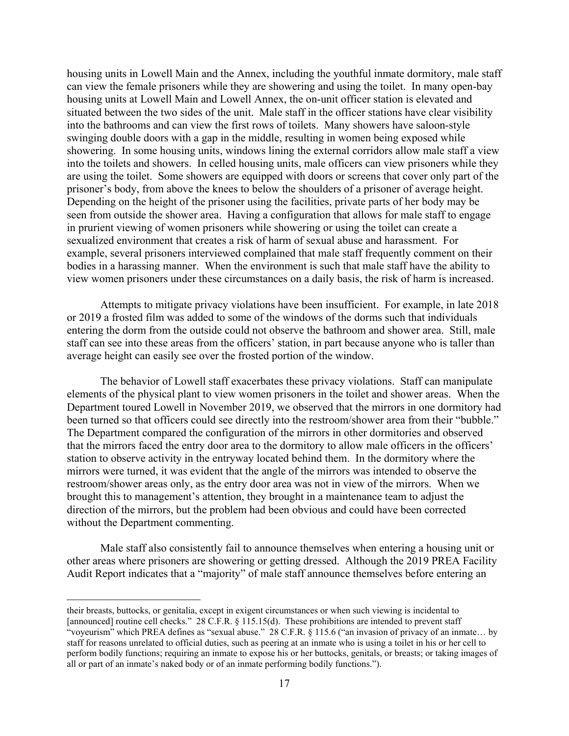housing units in Lowell Main and the Annex, including the youthful inmate dormitory, male staff can view the female prisoners while they are showering and using the toilet. In many open-bay housing units at Lowell Main and Lowell Annex, the on-unit officer station is elevated and situated between the two sides of the unit. Male staff in the officer stations have clear visibility into the bathrooms and can view the first rows of toilets. Many showers have saloon-style swinging double doors with a gap in the middle, resulting in women being exposed while showering. In some housing units, windows lining the external corridors allow male staff a view into the toilets and showers. In celled housing units, male officers can view prisoners while they are using the toilet. Some showers are equipped with doors or screens that cover only part of the prisoner's body, from above the knees to below the shoulders of a prisoner of average height. Depending on the height of the prisoner using the facilities, private parts of her body may be seen from outside the shower area. Having a configuration that allows for male staff to engage in prurient viewing of women prisoners while showering or using the toilet can create a sexualized environment that creates a risk of harm of sexual abuse and harassment. For example, several prisoners interviewed complained that male staff frequently comment on their bodies in a harassing manner. When the environment is such that male staff have the ability to view women prisoners under these circumstances on a daily basis, the risk of harm is increased.

Attempts to mitigate privacy violations have been insufficient. For example, in late 2018 or 2019 a frosted film was added to some of the windows of the dorms such that individuals entering the dorm from the outside could not observe the bathroom and shower area. Still, male staff can see into these areas from the officers' station, in part because anyone who is taller than average height can easily see over the frosted portion of the window.

The behavior of Lowell staff exacerbates these privacy violations. Staff can manipulate elements of the physical plant to view women prisoners in the toilet and shower areas. When the Department toured Lowell in November 2019, we observed that the mirrors in one dormitory had been turned so that officers could see directly into the restroom/shower area from their "bubble." The Department compared the configuration of the mirrors in other dormitories and observed that the mirrors faced the entry door area to the dormitory to allow male officers in the officers' station to observe activity in the entryway located behind them. In the dormitory where the mirrors were turned, it was evident that the angle of the mirrors was intended to observe the restroom/shower areas only, as the entry door area was not in view of the mirrors. When we brought this to management's attention, they brought in a maintenance team to adjust the direction of the mirrors, but the problem had been obvious and could have been corrected without the Department commenting.

Male staff also consistently fail to announce themselves when entering a housing unit or other areas where prisoners are showering or getting dressed. Although the 2019 PREA Facility Audit Report indicates that a "majority" of male staff announce themselves before entering an

their breasts, buttocks, or genitalia, except in exigent circumstances or when such viewing is incidental to [announced] routine cell checks." 28 C.F.R. § 115.15(d). These prohibitions are intended to prevent staff "voyeurism" which PREA defines as "sexual abuse." 28 C.F.R. § 115.6 ("an invasion of privacy of an inmate… by staff for reasons unrelated to official duties, such as peering at an inmate who is using a toilet in his or her cell to perform bodily functions; requiring an inmate to expose his or her buttocks, genitals, or breasts; or taking images of all or part of an inmate's naked body or of an inmate performing bodily functions.").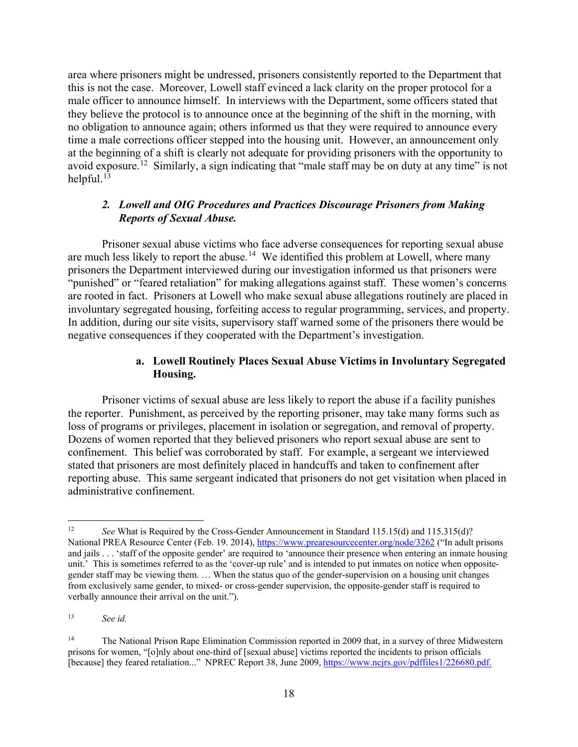area where prisoners might be undressed, prisoners consistently reported to the Department that this is not the case. Moreover, Lowell staff evinced a lack clarity on the proper protocol for a male officer to announce himself. In interviews with the Department, some officers stated that they believe the protocol is to announce once at the beginning of the shift in the morning, with no obligation to announce again; others informed us that they were required to announce every time a male corrections officer stepped into the housing unit. However, an announcement only at the beginning of a shift is clearly not adequate for providing prisoners with the opportunity to avoid exposure.[12] Similarly, a sign indicating that "male staff may be on duty at any time" is not helpful.[13]

### 2. *Lowell and OIG Procedures and Practices Discourage Prisoners from Making Reports of Sexual Abuse.*

Prisoner sexual abuse victims who face adverse consequences for reporting sexual abuse are much less likely to report the abuse.[14] We identified this problem at Lowell, where many prisoners the Department interviewed during our investigation informed us that prisoners were "punished" or "feared retaliation" for making allegations against staff. These women's concerns are rooted in fact. Prisoners at Lowell who make sexual abuse allegations routinely are placed in involuntary segregated housing, forfeiting access to regular programming, services, and property. In addition, during our site visits, supervisory staff warned some of the prisoners there would be negative consequences if they cooperated with the Department's investigation.

#### a. Lowell Routinely Places Sexual Abuse Victims in Involuntary Segregated Housing.

Prisoner victims of sexual abuse are less likely to report the abuse if a facility punishes the reporter. Punishment, as perceived by the reporting prisoner, may take many forms such as loss of programs or privileges, placement in isolation or segregation, and removal of property. Dozens of women reported that they believed prisoners who report sexual abuse are sent to confinement. This belief was corroborated by staff. For example, a sergeant we interviewed stated that prisoners are most definitely placed in handcuffs and taken to confinement after reporting abuse. This same sergeant indicated that prisoners do not get visitation when placed in administrative confinement.

---

[12] *See* What is Required by the Cross-Gender Announcement in Standard 115.15(d) and 115.315(d)? National PREA Resource Center (Feb. 19. 2014), https://www.prearesourcecenter.org/node/3262 ("In adult prisons and jails . . . 'staff of the opposite gender' are required to 'announce their presence when entering an inmate housing unit.' This is sometimes referred to as the 'cover-up rule' and is intended to put inmates on notice when opposite-gender staff may be viewing them. … When the status quo of the gender-supervision on a housing unit changes from exclusively same gender, to mixed- or cross-gender supervision, the opposite-gender staff is required to verbally announce their arrival on the unit.").

[13] *See id.*

[14] The National Prison Rape Elimination Commission reported in 2009 that, in a survey of three Midwestern prisons for women, "[o]nly about one-third of [sexual abuse] victims reported the incidents to prison officials [because] they feared retaliation..." NPREC Report 38, June 2009, https://www.ncjrs.gov/pdffiles1/226680.pdf.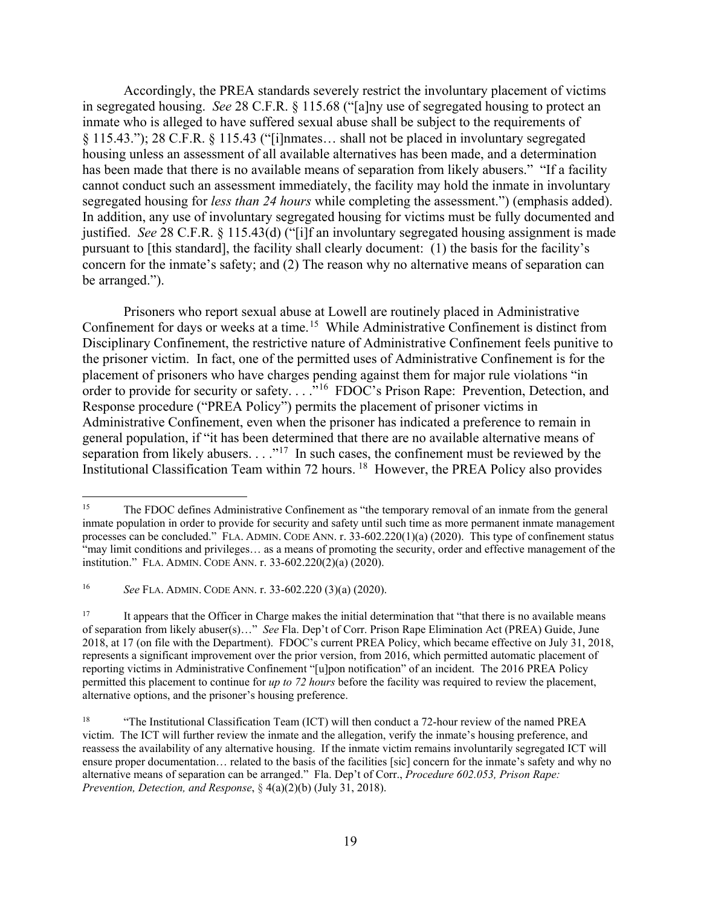Accordingly, the PREA standards severely restrict the involuntary placement of victims in segregated housing. *See* 28 C.F.R. § 115.68 ("[a]ny use of segregated housing to protect an inmate who is alleged to have suffered sexual abuse shall be subject to the requirements of § 115.43."); 28 C.F.R. § 115.43 ("[i]nmates… shall not be placed in involuntary segregated housing unless an assessment of all available alternatives has been made, and a determination has been made that there is no available means of separation from likely abusers." "If a facility cannot conduct such an assessment immediately, the facility may hold the inmate in involuntary segregated housing for *less than 24 hours* while completing the assessment.") (emphasis added). In addition, any use of involuntary segregated housing for victims must be fully documented and justified. *See* 28 C.F.R. § 115.43(d) ("[i]f an involuntary segregated housing assignment is made pursuant to [this standard], the facility shall clearly document: (1) the basis for the facility's concern for the inmate's safety; and (2) The reason why no alternative means of separation can be arranged.").

Prisoners who report sexual abuse at Lowell are routinely placed in Administrative Confinement for days or weeks at a time.[15] While Administrative Confinement is distinct from Disciplinary Confinement, the restrictive nature of Administrative Confinement feels punitive to the prisoner victim. In fact, one of the permitted uses of Administrative Confinement is for the placement of prisoners who have charges pending against them for major rule violations "in order to provide for security or safety. . . ."[16] FDOC's Prison Rape: Prevention, Detection, and Response procedure ("PREA Policy") permits the placement of prisoner victims in Administrative Confinement, even when the prisoner has indicated a preference to remain in general population, if "it has been determined that there are no available alternative means of separation from likely abusers. . . ."[17] In such cases, the confinement must be reviewed by the Institutional Classification Team within 72 hours.[18] However, the PREA Policy also provides

---

[15] The FDOC defines Administrative Confinement as "the temporary removal of an inmate from the general inmate population in order to provide for security and safety until such time as more permanent inmate management processes can be concluded." FLA. ADMIN. CODE ANN. r. 33-602.220(1)(a) (2020). This type of confinement status "may limit conditions and privileges… as a means of promoting the security, order and effective management of the institution." FLA. ADMIN. CODE ANN. r. 33-602.220(2)(a) (2020).

[16] *See* FLA. ADMIN. CODE ANN. r. 33-602.220 (3)(a) (2020).

[17] It appears that the Officer in Charge makes the initial determination that "that there is no available means of separation from likely abuser(s)…" *See* Fla. Dep't of Corr. Prison Rape Elimination Act (PREA) Guide, June 2018, at 17 (on file with the Department). FDOC's current PREA Policy, which became effective on July 31, 2018, represents a significant improvement over the prior version, from 2016, which permitted automatic placement of reporting victims in Administrative Confinement "[u]pon notification" of an incident. The 2016 PREA Policy permitted this placement to continue for *up to 72 hours* before the facility was required to review the placement, alternative options, and the prisoner's housing preference.

[18] "The Institutional Classification Team (ICT) will then conduct a 72-hour review of the named PREA victim. The ICT will further review the inmate and the allegation, verify the inmate's housing preference, and reassess the availability of any alternative housing. If the inmate victim remains involuntarily segregated ICT will ensure proper documentation… related to the basis of the facilities [sic] concern for the inmate's safety and why no alternative means of separation can be arranged." Fla. Dep't of Corr., *Procedure 602.053, Prison Rape: Prevention, Detection, and Response*, § 4(a)(2)(b) (July 31, 2018).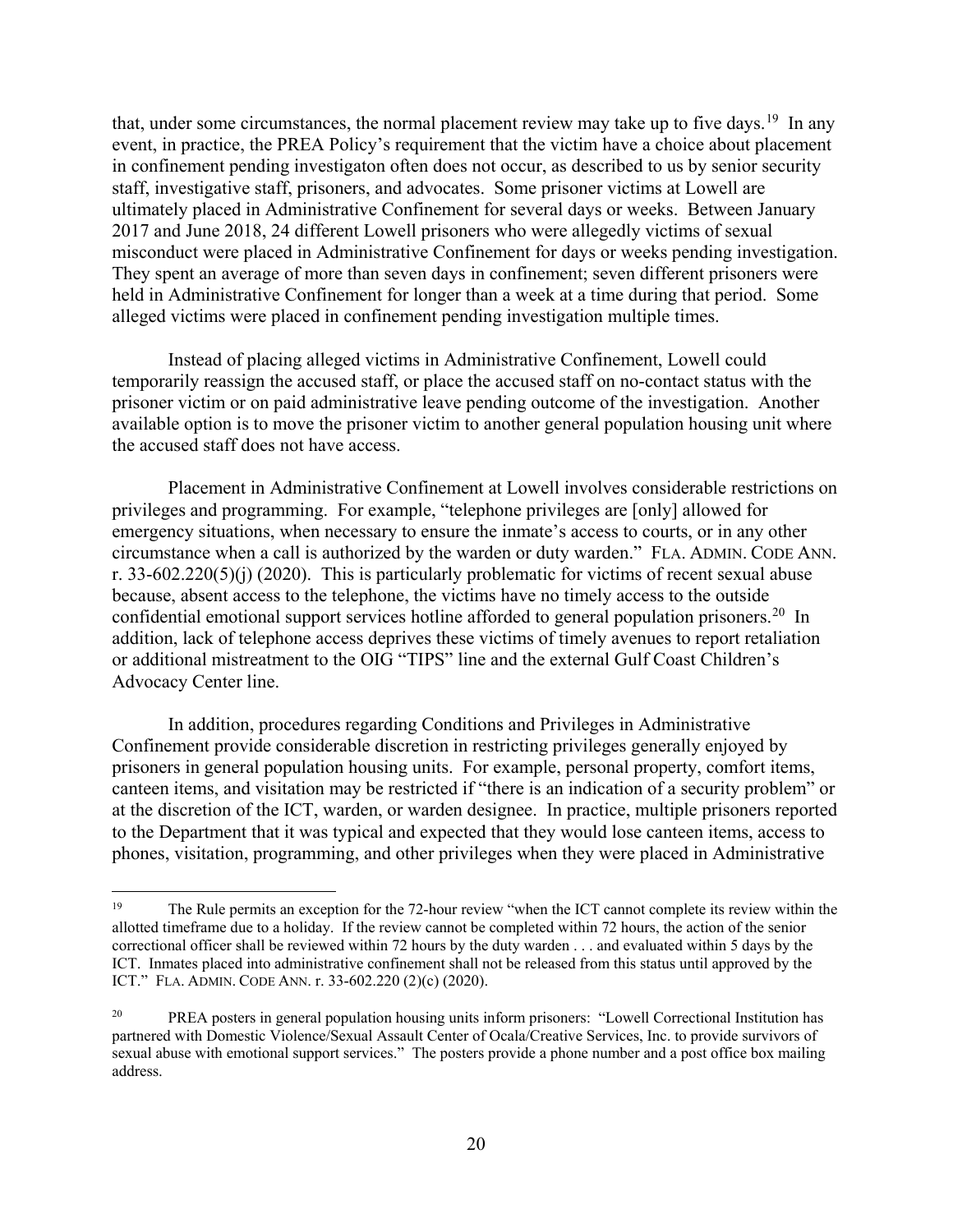that, under some circumstances, the normal placement review may take up to five days.[19] In any event, in practice, the PREA Policy's requirement that the victim have a choice about placement in confinement pending investigaton often does not occur, as described to us by senior security staff, investigative staff, prisoners, and advocates. Some prisoner victims at Lowell are ultimately placed in Administrative Confinement for several days or weeks. Between January 2017 and June 2018, 24 different Lowell prisoners who were allegedly victims of sexual misconduct were placed in Administrative Confinement for days or weeks pending investigation. They spent an average of more than seven days in confinement; seven different prisoners were held in Administrative Confinement for longer than a week at a time during that period. Some alleged victims were placed in confinement pending investigation multiple times.

Instead of placing alleged victims in Administrative Confinement, Lowell could temporarily reassign the accused staff, or place the accused staff on no-contact status with the prisoner victim or on paid administrative leave pending outcome of the investigation. Another available option is to move the prisoner victim to another general population housing unit where the accused staff does not have access.

Placement in Administrative Confinement at Lowell involves considerable restrictions on privileges and programming. For example, "telephone privileges are [only] allowed for emergency situations, when necessary to ensure the inmate's access to courts, or in any other circumstance when a call is authorized by the warden or duty warden." FLA. ADMIN. CODE ANN. r. 33-602.220(5)(j) (2020). This is particularly problematic for victims of recent sexual abuse because, absent access to the telephone, the victims have no timely access to the outside confidential emotional support services hotline afforded to general population prisoners.[20] In addition, lack of telephone access deprives these victims of timely avenues to report retaliation or additional mistreatment to the OIG "TIPS" line and the external Gulf Coast Children's Advocacy Center line.

In addition, procedures regarding Conditions and Privileges in Administrative Confinement provide considerable discretion in restricting privileges generally enjoyed by prisoners in general population housing units. For example, personal property, comfort items, canteen items, and visitation may be restricted if "there is an indication of a security problem" or at the discretion of the ICT, warden, or warden designee. In practice, multiple prisoners reported to the Department that it was typical and expected that they would lose canteen items, access to phones, visitation, programming, and other privileges when they were placed in Administrative

---

[19] The Rule permits an exception for the 72-hour review "when the ICT cannot complete its review within the allotted timeframe due to a holiday. If the review cannot be completed within 72 hours, the action of the senior correctional officer shall be reviewed within 72 hours by the duty warden . . . and evaluated within 5 days by the ICT. Inmates placed into administrative confinement shall not be released from this status until approved by the ICT." FLA. ADMIN. CODE ANN. r. 33-602.220 (2)(c) (2020).

[20] PREA posters in general population housing units inform prisoners: "Lowell Correctional Institution has partnered with Domestic Violence/Sexual Assault Center of Ocala/Creative Services, Inc. to provide survivors of sexual abuse with emotional support services." The posters provide a phone number and a post office box mailing address.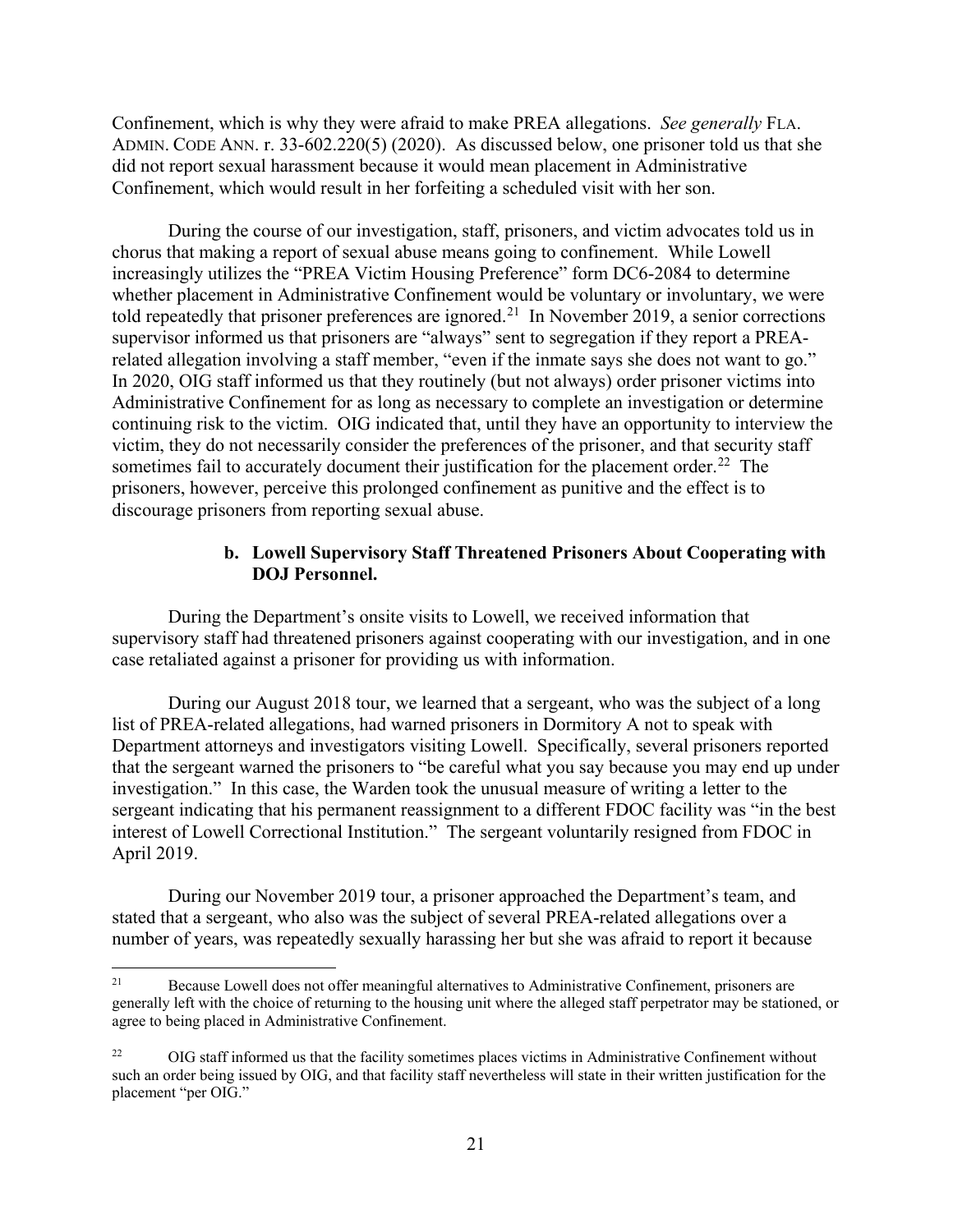Confinement, which is why they were afraid to make PREA allegations. *See generally* FLA. ADMIN. CODE ANN. r. 33-602.220(5) (2020). As discussed below, one prisoner told us that she did not report sexual harassment because it would mean placement in Administrative Confinement, which would result in her forfeiting a scheduled visit with her son.

During the course of our investigation, staff, prisoners, and victim advocates told us in chorus that making a report of sexual abuse means going to confinement. While Lowell increasingly utilizes the "PREA Victim Housing Preference" form DC6-2084 to determine whether placement in Administrative Confinement would be voluntary or involuntary, we were told repeatedly that prisoner preferences are ignored.[21] In November 2019, a senior corrections supervisor informed us that prisoners are "always" sent to segregation if they report a PREA-related allegation involving a staff member, "even if the inmate says she does not want to go." In 2020, OIG staff informed us that they routinely (but not always) order prisoner victims into Administrative Confinement for as long as necessary to complete an investigation or determine continuing risk to the victim. OIG indicated that, until they have an opportunity to interview the victim, they do not necessarily consider the preferences of the prisoner, and that security staff sometimes fail to accurately document their justification for the placement order.[22] The prisoners, however, perceive this prolonged confinement as punitive and the effect is to discourage prisoners from reporting sexual abuse.

#### b. Lowell Supervisory Staff Threatened Prisoners About Cooperating with DOJ Personnel.

During the Department's onsite visits to Lowell, we received information that supervisory staff had threatened prisoners against cooperating with our investigation, and in one case retaliated against a prisoner for providing us with information.

During our August 2018 tour, we learned that a sergeant, who was the subject of a long list of PREA-related allegations, had warned prisoners in Dormitory A not to speak with Department attorneys and investigators visiting Lowell. Specifically, several prisoners reported that the sergeant warned the prisoners to "be careful what you say because you may end up under investigation." In this case, the Warden took the unusual measure of writing a letter to the sergeant indicating that his permanent reassignment to a different FDOC facility was "in the best interest of Lowell Correctional Institution." The sergeant voluntarily resigned from FDOC in April 2019.

During our November 2019 tour, a prisoner approached the Department's team, and stated that a sergeant, who also was the subject of several PREA-related allegations over a number of years, was repeatedly sexually harassing her but she was afraid to report it because

---

[21] Because Lowell does not offer meaningful alternatives to Administrative Confinement, prisoners are generally left with the choice of returning to the housing unit where the alleged staff perpetrator may be stationed, or agree to being placed in Administrative Confinement.

[22] OIG staff informed us that the facility sometimes places victims in Administrative Confinement without such an order being issued by OIG, and that facility staff nevertheless will state in their written justification for the placement "per OIG."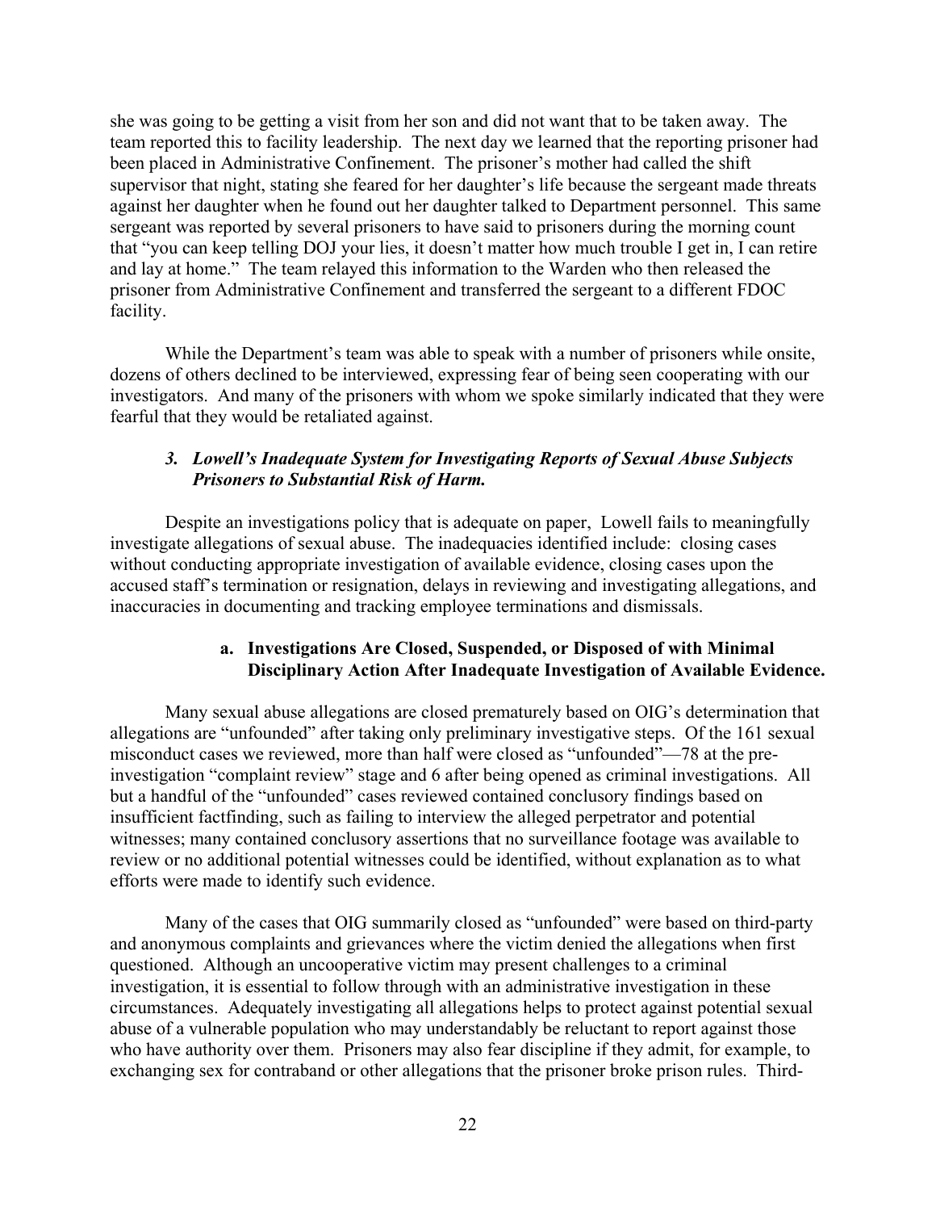she was going to be getting a visit from her son and did not want that to be taken away. The team reported this to facility leadership. The next day we learned that the reporting prisoner had been placed in Administrative Confinement. The prisoner's mother had called the shift supervisor that night, stating she feared for her daughter's life because the sergeant made threats against her daughter when he found out her daughter talked to Department personnel. This same sergeant was reported by several prisoners to have said to prisoners during the morning count that "you can keep telling DOJ your lies, it doesn't matter how much trouble I get in, I can retire and lay at home." The team relayed this information to the Warden who then released the prisoner from Administrative Confinement and transferred the sergeant to a different FDOC facility.

While the Department's team was able to speak with a number of prisoners while onsite, dozens of others declined to be interviewed, expressing fear of being seen cooperating with our investigators. And many of the prisoners with whom we spoke similarly indicated that they were fearful that they would be retaliated against.

### *3. Lowell's Inadequate System for Investigating Reports of Sexual Abuse Subjects Prisoners to Substantial Risk of Harm.*

Despite an investigations policy that is adequate on paper, Lowell fails to meaningfully investigate allegations of sexual abuse. The inadequacies identified include: closing cases without conducting appropriate investigation of available evidence, closing cases upon the accused staff's termination or resignation, delays in reviewing and investigating allegations, and inaccuracies in documenting and tracking employee terminations and dismissals.

#### a. Investigations Are Closed, Suspended, or Disposed of with Minimal Disciplinary Action After Inadequate Investigation of Available Evidence.

Many sexual abuse allegations are closed prematurely based on OIG's determination that allegations are "unfounded" after taking only preliminary investigative steps. Of the 161 sexual misconduct cases we reviewed, more than half were closed as "unfounded"—78 at the pre-investigation "complaint review" stage and 6 after being opened as criminal investigations. All but a handful of the "unfounded" cases reviewed contained conclusory findings based on insufficient factfinding, such as failing to interview the alleged perpetrator and potential witnesses; many contained conclusory assertions that no surveillance footage was available to review or no additional potential witnesses could be identified, without explanation as to what efforts were made to identify such evidence.

Many of the cases that OIG summarily closed as "unfounded" were based on third-party and anonymous complaints and grievances where the victim denied the allegations when first questioned. Although an uncooperative victim may present challenges to a criminal investigation, it is essential to follow through with an administrative investigation in these circumstances. Adequately investigating all allegations helps to protect against potential sexual abuse of a vulnerable population who may understandably be reluctant to report against those who have authority over them. Prisoners may also fear discipline if they admit, for example, to exchanging sex for contraband or other allegations that the prisoner broke prison rules. Third-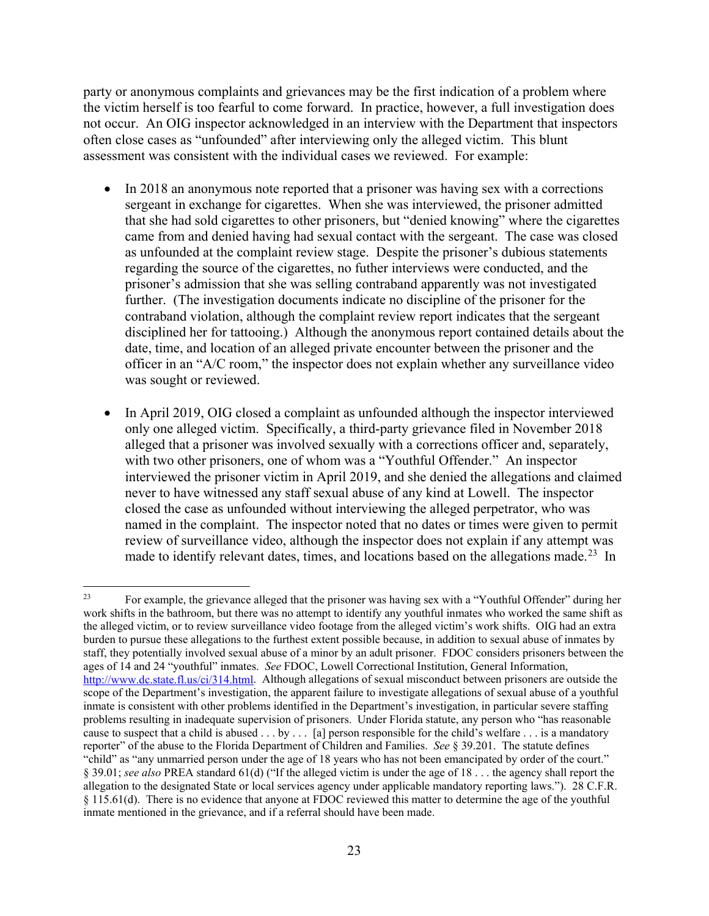party or anonymous complaints and grievances may be the first indication of a problem where the victim herself is too fearful to come forward. In practice, however, a full investigation does not occur. An OIG inspector acknowledged in an interview with the Department that inspectors often close cases as "unfounded" after interviewing only the alleged victim. This blunt assessment was consistent with the individual cases we reviewed. For example:

- In 2018 an anonymous note reported that a prisoner was having sex with a corrections sergeant in exchange for cigarettes. When she was interviewed, the prisoner admitted that she had sold cigarettes to other prisoners, but "denied knowing" where the cigarettes came from and denied having had sexual contact with the sergeant. The case was closed as unfounded at the complaint review stage. Despite the prisoner's dubious statements regarding the source of the cigarettes, no futher interviews were conducted, and the prisoner's admission that she was selling contraband apparently was not investigated further. (The investigation documents indicate no discipline of the prisoner for the contraband violation, although the complaint review report indicates that the sergeant disciplined her for tattooing.) Although the anonymous report contained details about the date, time, and location of an alleged private encounter between the prisoner and the officer in an "A/C room," the inspector does not explain whether any surveillance video was sought or reviewed.

- In April 2019, OIG closed a complaint as unfounded although the inspector interviewed only one alleged victim. Specifically, a third-party grievance filed in November 2018 alleged that a prisoner was involved sexually with a corrections officer and, separately, with two other prisoners, one of whom was a "Youthful Offender." An inspector interviewed the prisoner victim in April 2019, and she denied the allegations and claimed never to have witnessed any staff sexual abuse of any kind at Lowell. The inspector closed the case as unfounded without interviewing the alleged perpetrator, who was named in the complaint. The inspector noted that no dates or times were given to permit review of surveillance video, although the inspector does not explain if any attempt was made to identify relevant dates, times, and locations based on the allegations made.[23] In

---

[23] For example, the grievance alleged that the prisoner was having sex with a "Youthful Offender" during her work shifts in the bathroom, but there was no attempt to identify any youthful inmates who worked the same shift as the alleged victim, or to review surveillance video footage from the alleged victim's work shifts. OIG had an extra burden to pursue these allegations to the furthest extent possible because, in addition to sexual abuse of inmates by staff, they potentially involved sexual abuse of a minor by an adult prisoner. FDOC considers prisoners between the ages of 14 and 24 "youthful" inmates. *See* FDOC, Lowell Correctional Institution, General Information, http://www.dc.state.fl.us/ci/314.html. Although allegations of sexual misconduct between prisoners are outside the scope of the Department's investigation, the apparent failure to investigate allegations of sexual abuse of a youthful inmate is consistent with other problems identified in the Department's investigation, in particular severe staffing problems resulting in inadequate supervision of prisoners. Under Florida statute, any person who "has reasonable cause to suspect that a child is abused . . . by . . . [a] person responsible for the child's welfare . . . is a mandatory reporter" of the abuse to the Florida Department of Children and Families. *See* § 39.201. The statute defines "child" as "any unmarried person under the age of 18 years who has not been emancipated by order of the court." § 39.01; *see also* PREA standard 61(d) ("If the alleged victim is under the age of 18 . . . the agency shall report the allegation to the designated State or local services agency under applicable mandatory reporting laws."). 28 C.F.R. § 115.61(d). There is no evidence that anyone at FDOC reviewed this matter to determine the age of the youthful inmate mentioned in the grievance, and if a referral should have been made.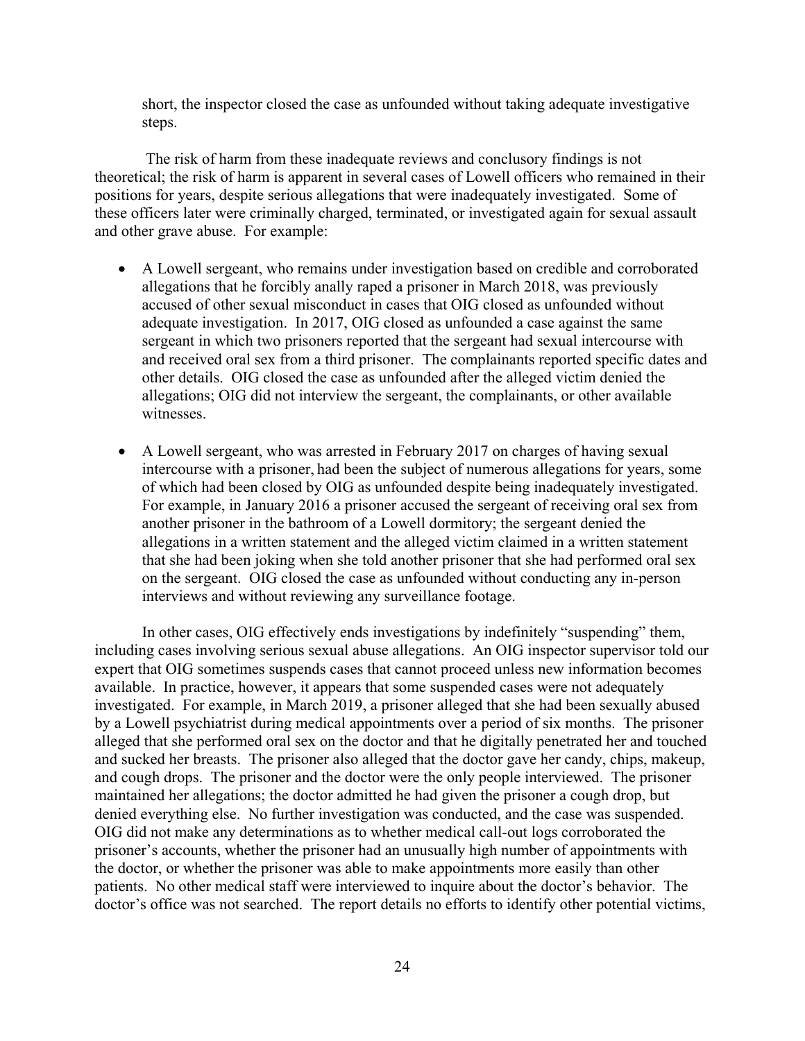short, the inspector closed the case as unfounded without taking adequate investigative steps.

The risk of harm from these inadequate reviews and conclusory findings is not theoretical; the risk of harm is apparent in several cases of Lowell officers who remained in their positions for years, despite serious allegations that were inadequately investigated. Some of these officers later were criminally charged, terminated, or investigated again for sexual assault and other grave abuse. For example:

- A Lowell sergeant, who remains under investigation based on credible and corroborated allegations that he forcibly anally raped a prisoner in March 2018, was previously accused of other sexual misconduct in cases that OIG closed as unfounded without adequate investigation. In 2017, OIG closed as unfounded a case against the same sergeant in which two prisoners reported that the sergeant had sexual intercourse with and received oral sex from a third prisoner. The complainants reported specific dates and other details. OIG closed the case as unfounded after the alleged victim denied the allegations; OIG did not interview the sergeant, the complainants, or other available witnesses.

- A Lowell sergeant, who was arrested in February 2017 on charges of having sexual intercourse with a prisoner, had been the subject of numerous allegations for years, some of which had been closed by OIG as unfounded despite being inadequately investigated. For example, in January 2016 a prisoner accused the sergeant of receiving oral sex from another prisoner in the bathroom of a Lowell dormitory; the sergeant denied the allegations in a written statement and the alleged victim claimed in a written statement that she had been joking when she told another prisoner that she had performed oral sex on the sergeant. OIG closed the case as unfounded without conducting any in-person interviews and without reviewing any surveillance footage.

In other cases, OIG effectively ends investigations by indefinitely "suspending" them, including cases involving serious sexual abuse allegations. An OIG inspector supervisor told our expert that OIG sometimes suspends cases that cannot proceed unless new information becomes available. In practice, however, it appears that some suspended cases were not adequately investigated. For example, in March 2019, a prisoner alleged that she had been sexually abused by a Lowell psychiatrist during medical appointments over a period of six months. The prisoner alleged that she performed oral sex on the doctor and that he digitally penetrated her and touched and sucked her breasts. The prisoner also alleged that the doctor gave her candy, chips, makeup, and cough drops. The prisoner and the doctor were the only people interviewed. The prisoner maintained her allegations; the doctor admitted he had given the prisoner a cough drop, but denied everything else. No further investigation was conducted, and the case was suspended. OIG did not make any determinations as to whether medical call-out logs corroborated the prisoner's accounts, whether the prisoner had an unusually high number of appointments with the doctor, or whether the prisoner was able to make appointments more easily than other patients. No other medical staff were interviewed to inquire about the doctor's behavior. The doctor's office was not searched. The report details no efforts to identify other potential victims,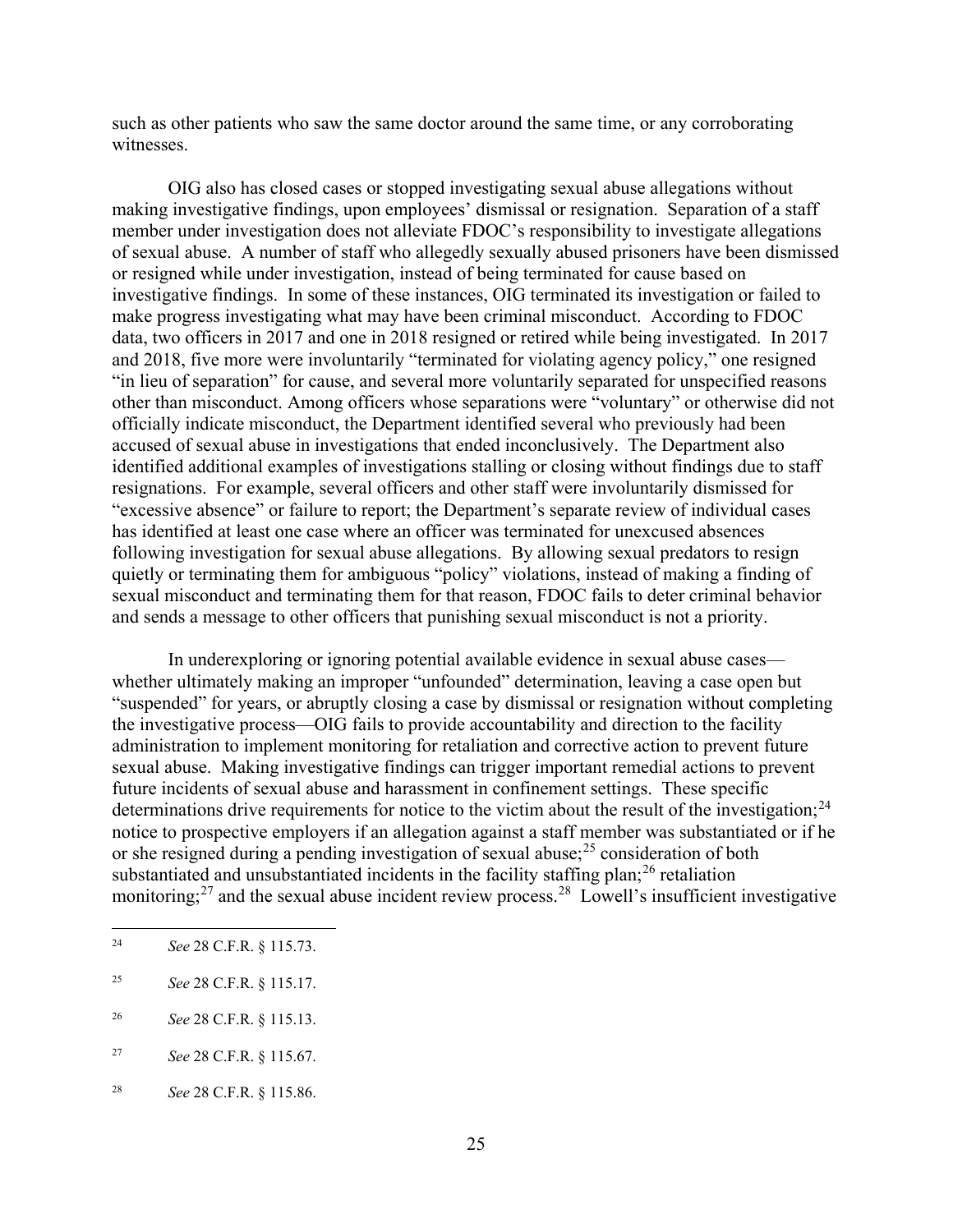such as other patients who saw the same doctor around the same time, or any corroborating witnesses.

OIG also has closed cases or stopped investigating sexual abuse allegations without making investigative findings, upon employees' dismissal or resignation. Separation of a staff member under investigation does not alleviate FDOC's responsibility to investigate allegations of sexual abuse. A number of staff who allegedly sexually abused prisoners have been dismissed or resigned while under investigation, instead of being terminated for cause based on investigative findings. In some of these instances, OIG terminated its investigation or failed to make progress investigating what may have been criminal misconduct. According to FDOC data, two officers in 2017 and one in 2018 resigned or retired while being investigated. In 2017 and 2018, five more were involuntarily "terminated for violating agency policy," one resigned "in lieu of separation" for cause, and several more voluntarily separated for unspecified reasons other than misconduct. Among officers whose separations were "voluntary" or otherwise did not officially indicate misconduct, the Department identified several who previously had been accused of sexual abuse in investigations that ended inconclusively. The Department also identified additional examples of investigations stalling or closing without findings due to staff resignations. For example, several officers and other staff were involuntarily dismissed for "excessive absence" or failure to report; the Department's separate review of individual cases has identified at least one case where an officer was terminated for unexcused absences following investigation for sexual abuse allegations. By allowing sexual predators to resign quietly or terminating them for ambiguous "policy" violations, instead of making a finding of sexual misconduct and terminating them for that reason, FDOC fails to deter criminal behavior and sends a message to other officers that punishing sexual misconduct is not a priority.

In underexploring or ignoring potential available evidence in sexual abuse cases—whether ultimately making an improper "unfounded" determination, leaving a case open but "suspended" for years, or abruptly closing a case by dismissal or resignation without completing the investigative process—OIG fails to provide accountability and direction to the facility administration to implement monitoring for retaliation and corrective action to prevent future sexual abuse. Making investigative findings can trigger important remedial actions to prevent future incidents of sexual abuse and harassment in confinement settings. These specific determinations drive requirements for notice to the victim about the result of the investigation;[24] notice to prospective employers if an allegation against a staff member was substantiated or if he or she resigned during a pending investigation of sexual abuse;[25] consideration of both substantiated and unsubstantiated incidents in the facility staffing plan;[26] retaliation monitoring;[27] and the sexual abuse incident review process.[28] Lowell's insufficient investigative

[24] *See* 28 C.F.R. § 115.73.

[25] *See* 28 C.F.R. § 115.17.

[26] *See* 28 C.F.R. § 115.13.

[27] *See* 28 C.F.R. § 115.67.

[28] *See* 28 C.F.R. § 115.86.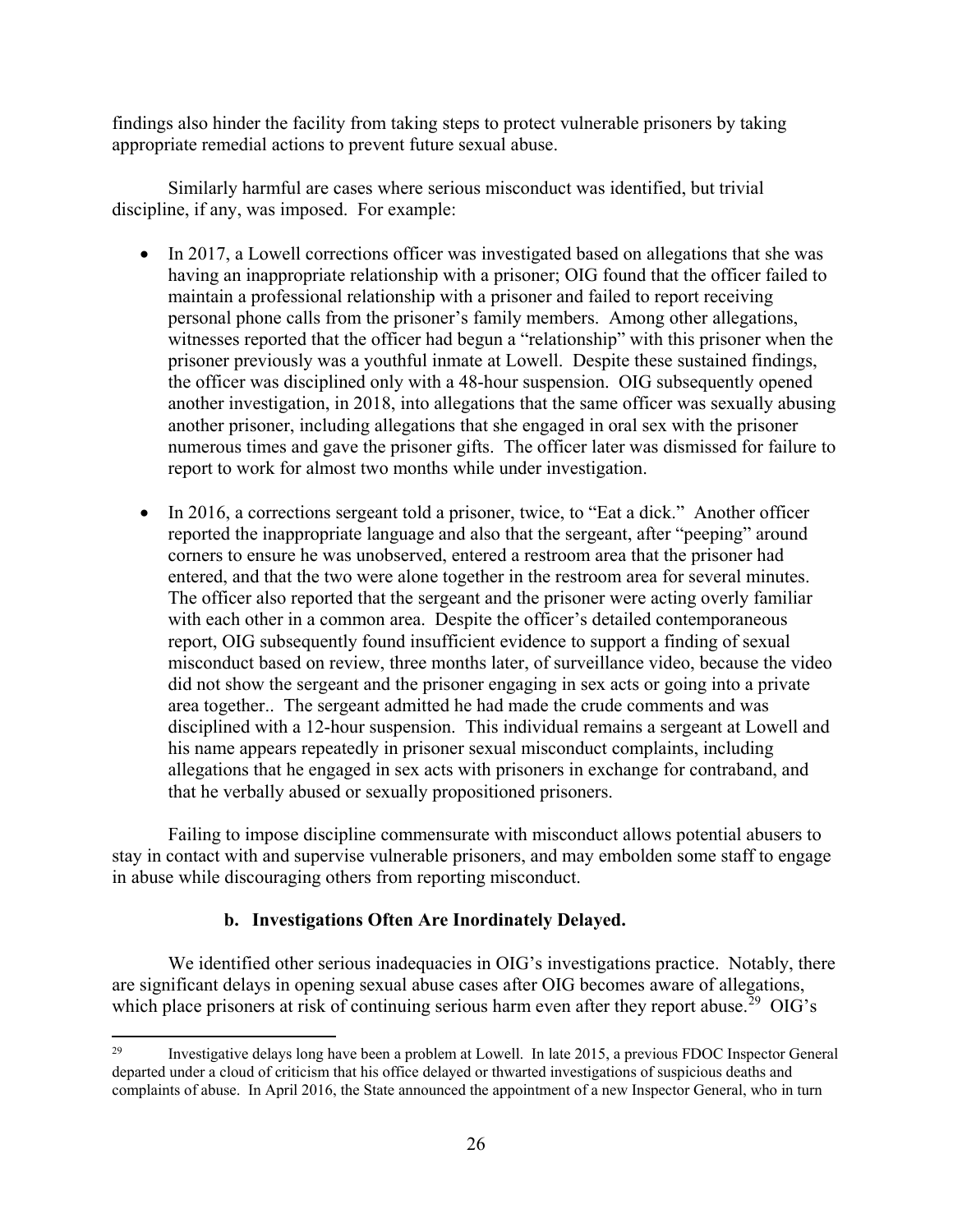findings also hinder the facility from taking steps to protect vulnerable prisoners by taking appropriate remedial actions to prevent future sexual abuse.

Similarly harmful are cases where serious misconduct was identified, but trivial discipline, if any, was imposed. For example:

- In 2017, a Lowell corrections officer was investigated based on allegations that she was having an inappropriate relationship with a prisoner; OIG found that the officer failed to maintain a professional relationship with a prisoner and failed to report receiving personal phone calls from the prisoner's family members. Among other allegations, witnesses reported that the officer had begun a "relationship" with this prisoner when the prisoner previously was a youthful inmate at Lowell. Despite these sustained findings, the officer was disciplined only with a 48-hour suspension. OIG subsequently opened another investigation, in 2018, into allegations that the same officer was sexually abusing another prisoner, including allegations that she engaged in oral sex with the prisoner numerous times and gave the prisoner gifts. The officer later was dismissed for failure to report to work for almost two months while under investigation.

- In 2016, a corrections sergeant told a prisoner, twice, to "Eat a dick." Another officer reported the inappropriate language and also that the sergeant, after "peeping" around corners to ensure he was unobserved, entered a restroom area that the prisoner had entered, and that the two were alone together in the restroom area for several minutes. The officer also reported that the sergeant and the prisoner were acting overly familiar with each other in a common area. Despite the officer's detailed contemporaneous report, OIG subsequently found insufficient evidence to support a finding of sexual misconduct based on review, three months later, of surveillance video, because the video did not show the sergeant and the prisoner engaging in sex acts or going into a private area together.. The sergeant admitted he had made the crude comments and was disciplined with a 12-hour suspension. This individual remains a sergeant at Lowell and his name appears repeatedly in prisoner sexual misconduct complaints, including allegations that he engaged in sex acts with prisoners in exchange for contraband, and that he verbally abused or sexually propositioned prisoners.

Failing to impose discipline commensurate with misconduct allows potential abusers to stay in contact with and supervise vulnerable prisoners, and may embolden some staff to engage in abuse while discouraging others from reporting misconduct.

### b. Investigations Often Are Inordinately Delayed.

We identified other serious inadequacies in OIG's investigations practice. Notably, there are significant delays in opening sexual abuse cases after OIG becomes aware of allegations, which place prisoners at risk of continuing serious harm even after they report abuse.[29] OIG's

---

[29] Investigative delays long have been a problem at Lowell. In late 2015, a previous FDOC Inspector General departed under a cloud of criticism that his office delayed or thwarted investigations of suspicious deaths and complaints of abuse. In April 2016, the State announced the appointment of a new Inspector General, who in turn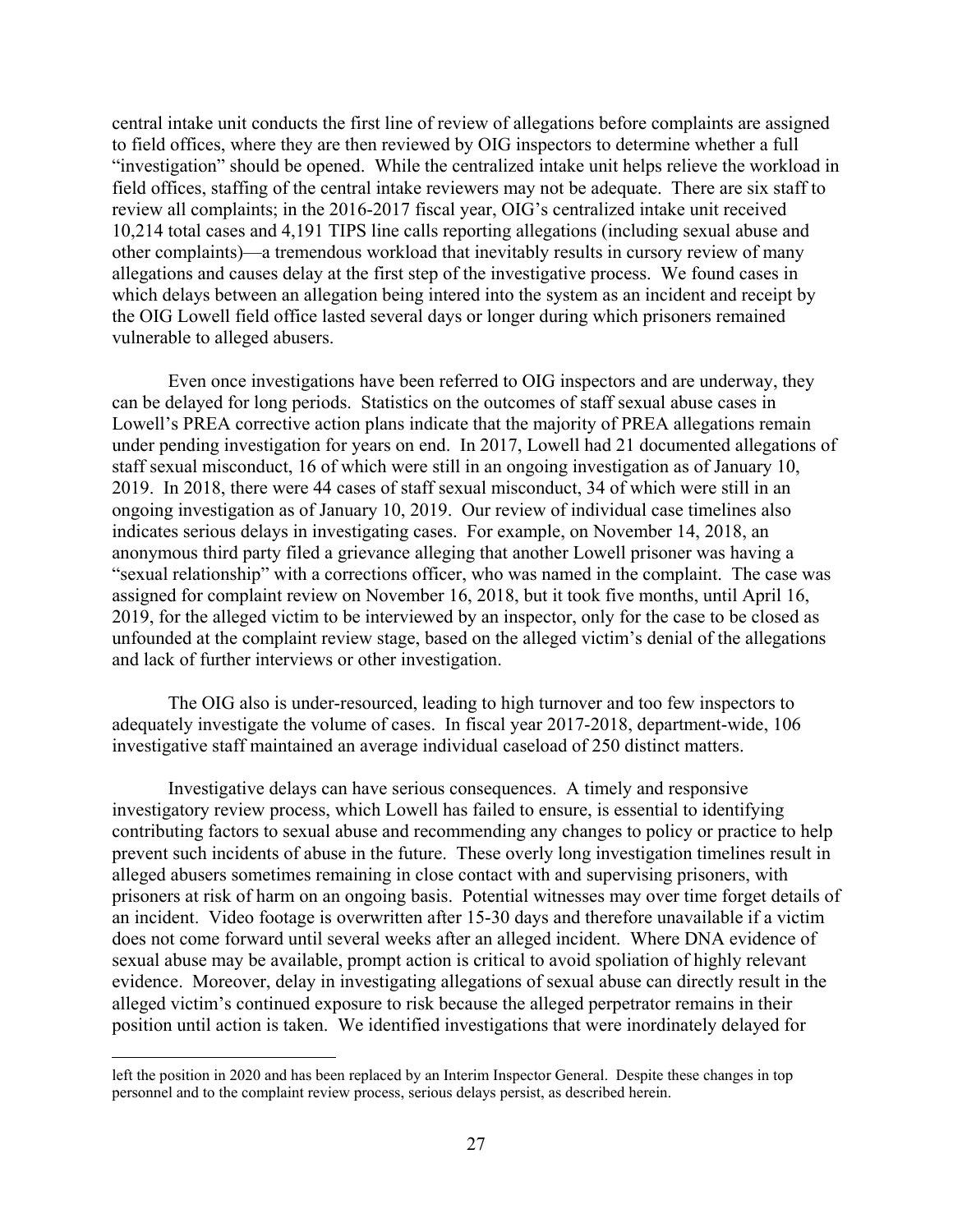central intake unit conducts the first line of review of allegations before complaints are assigned to field offices, where they are then reviewed by OIG inspectors to determine whether a full "investigation" should be opened. While the centralized intake unit helps relieve the workload in field offices, staffing of the central intake reviewers may not be adequate. There are six staff to review all complaints; in the 2016-2017 fiscal year, OIG's centralized intake unit received 10,214 total cases and 4,191 TIPS line calls reporting allegations (including sexual abuse and other complaints)—a tremendous workload that inevitably results in cursory review of many allegations and causes delay at the first step of the investigative process. We found cases in which delays between an allegation being intered into the system as an incident and receipt by the OIG Lowell field office lasted several days or longer during which prisoners remained vulnerable to alleged abusers.

Even once investigations have been referred to OIG inspectors and are underway, they can be delayed for long periods. Statistics on the outcomes of staff sexual abuse cases in Lowell's PREA corrective action plans indicate that the majority of PREA allegations remain under pending investigation for years on end. In 2017, Lowell had 21 documented allegations of staff sexual misconduct, 16 of which were still in an ongoing investigation as of January 10, 2019. In 2018, there were 44 cases of staff sexual misconduct, 34 of which were still in an ongoing investigation as of January 10, 2019. Our review of individual case timelines also indicates serious delays in investigating cases. For example, on November 14, 2018, an anonymous third party filed a grievance alleging that another Lowell prisoner was having a "sexual relationship" with a corrections officer, who was named in the complaint. The case was assigned for complaint review on November 16, 2018, but it took five months, until April 16, 2019, for the alleged victim to be interviewed by an inspector, only for the case to be closed as unfounded at the complaint review stage, based on the alleged victim's denial of the allegations and lack of further interviews or other investigation.

The OIG also is under-resourced, leading to high turnover and too few inspectors to adequately investigate the volume of cases. In fiscal year 2017-2018, department-wide, 106 investigative staff maintained an average individual caseload of 250 distinct matters.

Investigative delays can have serious consequences. A timely and responsive investigatory review process, which Lowell has failed to ensure, is essential to identifying contributing factors to sexual abuse and recommending any changes to policy or practice to help prevent such incidents of abuse in the future. These overly long investigation timelines result in alleged abusers sometimes remaining in close contact with and supervising prisoners, with prisoners at risk of harm on an ongoing basis. Potential witnesses may over time forget details of an incident. Video footage is overwritten after 15-30 days and therefore unavailable if a victim does not come forward until several weeks after an alleged incident. Where DNA evidence of sexual abuse may be available, prompt action is critical to avoid spoliation of highly relevant evidence. Moreover, delay in investigating allegations of sexual abuse can directly result in the alleged victim's continued exposure to risk because the alleged perpetrator remains in their position until action is taken. We identified investigations that were inordinately delayed for

left the position in 2020 and has been replaced by an Interim Inspector General. Despite these changes in top personnel and to the complaint review process, serious delays persist, as described herein.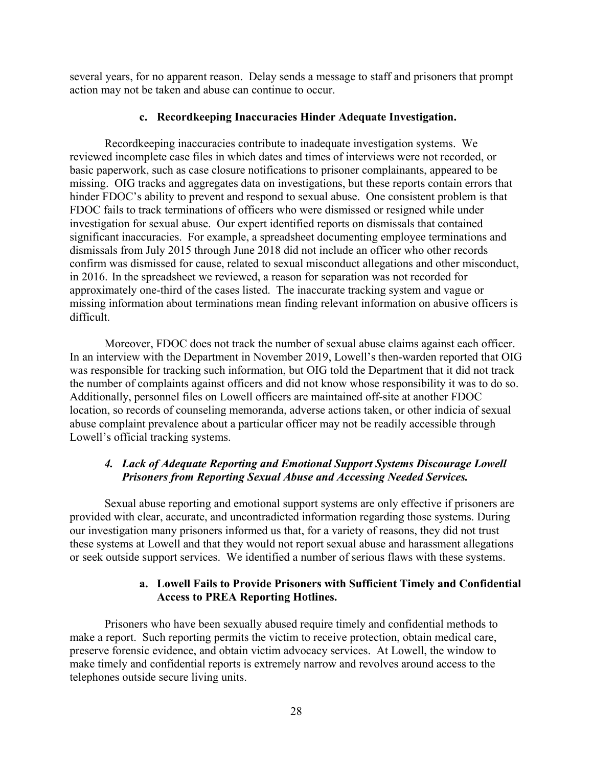several years, for no apparent reason. Delay sends a message to staff and prisoners that prompt action may not be taken and abuse can continue to occur.

#### c. Recordkeeping Inaccuracies Hinder Adequate Investigation.

Recordkeeping inaccuracies contribute to inadequate investigation systems. We reviewed incomplete case files in which dates and times of interviews were not recorded, or basic paperwork, such as case closure notifications to prisoner complainants, appeared to be missing. OIG tracks and aggregates data on investigations, but these reports contain errors that hinder FDOC's ability to prevent and respond to sexual abuse. One consistent problem is that FDOC fails to track terminations of officers who were dismissed or resigned while under investigation for sexual abuse. Our expert identified reports on dismissals that contained significant inaccuracies. For example, a spreadsheet documenting employee terminations and dismissals from July 2015 through June 2018 did not include an officer who other records confirm was dismissed for cause, related to sexual misconduct allegations and other misconduct, in 2016. In the spreadsheet we reviewed, a reason for separation was not recorded for approximately one-third of the cases listed. The inaccurate tracking system and vague or missing information about terminations mean finding relevant information on abusive officers is difficult.

Moreover, FDOC does not track the number of sexual abuse claims against each officer. In an interview with the Department in November 2019, Lowell's then-warden reported that OIG was responsible for tracking such information, but OIG told the Department that it did not track the number of complaints against officers and did not know whose responsibility it was to do so. Additionally, personnel files on Lowell officers are maintained off-site at another FDOC location, so records of counseling memoranda, adverse actions taken, or other indicia of sexual abuse complaint prevalence about a particular officer may not be readily accessible through Lowell's official tracking systems.

### *4. Lack of Adequate Reporting and Emotional Support Systems Discourage Lowell Prisoners from Reporting Sexual Abuse and Accessing Needed Services.*

Sexual abuse reporting and emotional support systems are only effective if prisoners are provided with clear, accurate, and uncontradicted information regarding those systems. During our investigation many prisoners informed us that, for a variety of reasons, they did not trust these systems at Lowell and that they would not report sexual abuse and harassment allegations or seek outside support services. We identified a number of serious flaws with these systems.

#### a. Lowell Fails to Provide Prisoners with Sufficient Timely and Confidential Access to PREA Reporting Hotlines.

Prisoners who have been sexually abused require timely and confidential methods to make a report. Such reporting permits the victim to receive protection, obtain medical care, preserve forensic evidence, and obtain victim advocacy services. At Lowell, the window to make timely and confidential reports is extremely narrow and revolves around access to the telephones outside secure living units.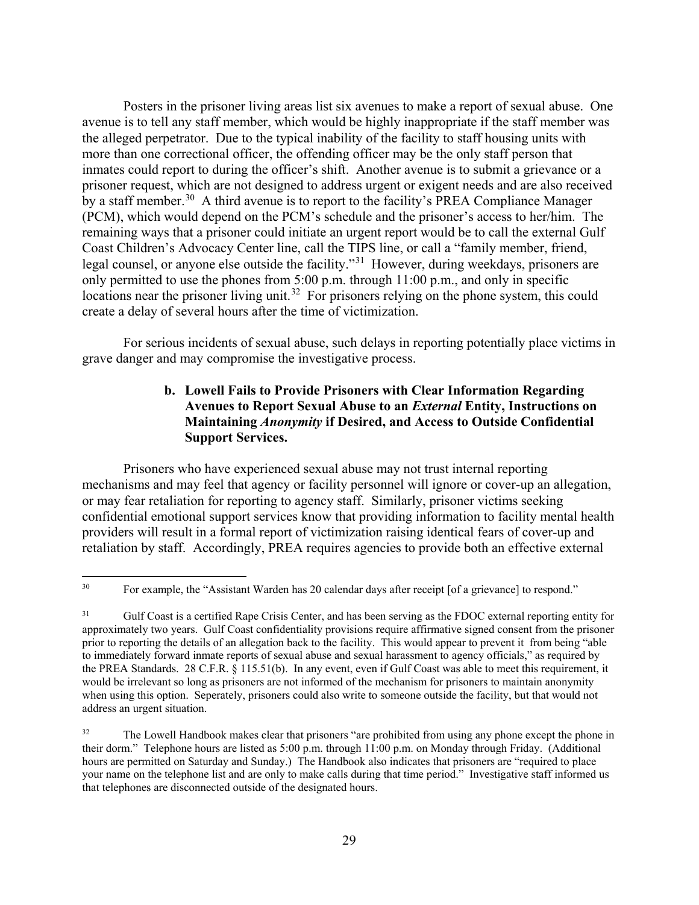Posters in the prisoner living areas list six avenues to make a report of sexual abuse. One avenue is to tell any staff member, which would be highly inappropriate if the staff member was the alleged perpetrator. Due to the typical inability of the facility to staff housing units with more than one correctional officer, the offending officer may be the only staff person that inmates could report to during the officer's shift. Another avenue is to submit a grievance or a prisoner request, which are not designed to address urgent or exigent needs and are also received by a staff member.[30] A third avenue is to report to the facility's PREA Compliance Manager (PCM), which would depend on the PCM's schedule and the prisoner's access to her/him. The remaining ways that a prisoner could initiate an urgent report would be to call the external Gulf Coast Children's Advocacy Center line, call the TIPS line, or call a "family member, friend, legal counsel, or anyone else outside the facility."[31] However, during weekdays, prisoners are only permitted to use the phones from 5:00 p.m. through 11:00 p.m., and only in specific locations near the prisoner living unit.[32] For prisoners relying on the phone system, this could create a delay of several hours after the time of victimization.

For serious incidents of sexual abuse, such delays in reporting potentially place victims in grave danger and may compromise the investigative process.

#### b. Lowell Fails to Provide Prisoners with Clear Information Regarding Avenues to Report Sexual Abuse to an *External* Entity, Instructions on Maintaining *Anonymity* if Desired, and Access to Outside Confidential Support Services.

Prisoners who have experienced sexual abuse may not trust internal reporting mechanisms and may feel that agency or facility personnel will ignore or cover-up an allegation, or may fear retaliation for reporting to agency staff. Similarly, prisoner victims seeking confidential emotional support services know that providing information to facility mental health providers will result in a formal report of victimization raising identical fears of cover-up and retaliation by staff. Accordingly, PREA requires agencies to provide both an effective external

---

[30] For example, the "Assistant Warden has 20 calendar days after receipt [of a grievance] to respond."

[31] Gulf Coast is a certified Rape Crisis Center, and has been serving as the FDOC external reporting entity for approximately two years. Gulf Coast confidentiality provisions require affirmative signed consent from the prisoner prior to reporting the details of an allegation back to the facility. This would appear to prevent it from being "able to immediately forward inmate reports of sexual abuse and sexual harassment to agency officials," as required by the PREA Standards. 28 C.F.R. § 115.51(b). In any event, even if Gulf Coast was able to meet this requirement, it would be irrelevant so long as prisoners are not informed of the mechanism for prisoners to maintain anonymity when using this option. Seperately, prisoners could also write to someone outside the facility, but that would not address an urgent situation.

[32] The Lowell Handbook makes clear that prisoners "are prohibited from using any phone except the phone in their dorm." Telephone hours are listed as 5:00 p.m. through 11:00 p.m. on Monday through Friday. (Additional hours are permitted on Saturday and Sunday.) The Handbook also indicates that prisoners are "required to place your name on the telephone list and are only to make calls during that time period." Investigative staff informed us that telephones are disconnected outside of the designated hours.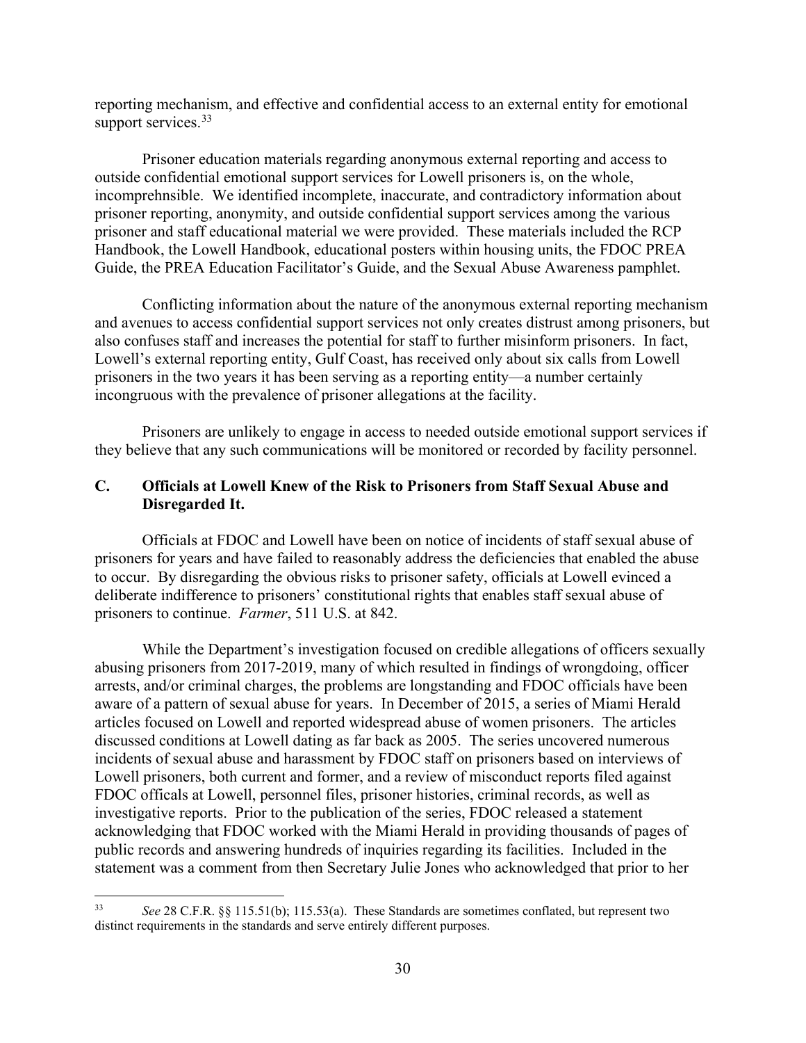reporting mechanism, and effective and confidential access to an external entity for emotional support services.[33]

Prisoner education materials regarding anonymous external reporting and access to outside confidential emotional support services for Lowell prisoners is, on the whole, incomprehnsible. We identified incomplete, inaccurate, and contradictory information about prisoner reporting, anonymity, and outside confidential support services among the various prisoner and staff educational material we were provided. These materials included the RCP Handbook, the Lowell Handbook, educational posters within housing units, the FDOC PREA Guide, the PREA Education Facilitator's Guide, and the Sexual Abuse Awareness pamphlet.

Conflicting information about the nature of the anonymous external reporting mechanism and avenues to access confidential support services not only creates distrust among prisoners, but also confuses staff and increases the potential for staff to further misinform prisoners. In fact, Lowell's external reporting entity, Gulf Coast, has received only about six calls from Lowell prisoners in the two years it has been serving as a reporting entity—a number certainly incongruous with the prevalence of prisoner allegations at the facility.

Prisoners are unlikely to engage in access to needed outside emotional support services if they believe that any such communications will be monitored or recorded by facility personnel.

## C. Officials at Lowell Knew of the Risk to Prisoners from Staff Sexual Abuse and Disregarded It.

Officials at FDOC and Lowell have been on notice of incidents of staff sexual abuse of prisoners for years and have failed to reasonably address the deficiencies that enabled the abuse to occur. By disregarding the obvious risks to prisoner safety, officials at Lowell evinced a deliberate indifference to prisoners' constitutional rights that enables staff sexual abuse of prisoners to continue. *Farmer*, 511 U.S. at 842.

While the Department's investigation focused on credible allegations of officers sexually abusing prisoners from 2017-2019, many of which resulted in findings of wrongdoing, officer arrests, and/or criminal charges, the problems are longstanding and FDOC officials have been aware of a pattern of sexual abuse for years. In December of 2015, a series of Miami Herald articles focused on Lowell and reported widespread abuse of women prisoners. The articles discussed conditions at Lowell dating as far back as 2005. The series uncovered numerous incidents of sexual abuse and harassment by FDOC staff on prisoners based on interviews of Lowell prisoners, both current and former, and a review of misconduct reports filed against FDOC offcials at Lowell, personnel files, prisoner histories, criminal records, as well as investigative reports. Prior to the publication of the series, FDOC released a statement acknowledging that FDOC worked with the Miami Herald in providing thousands of pages of public records and answering hundreds of inquiries regarding its facilities. Included in the statement was a comment from then Secretary Julie Jones who acknowledged that prior to her

---

[33] *See* 28 C.F.R. §§ 115.51(b); 115.53(a). These Standards are sometimes conflated, but represent two distinct requirements in the standards and serve entirely different purposes.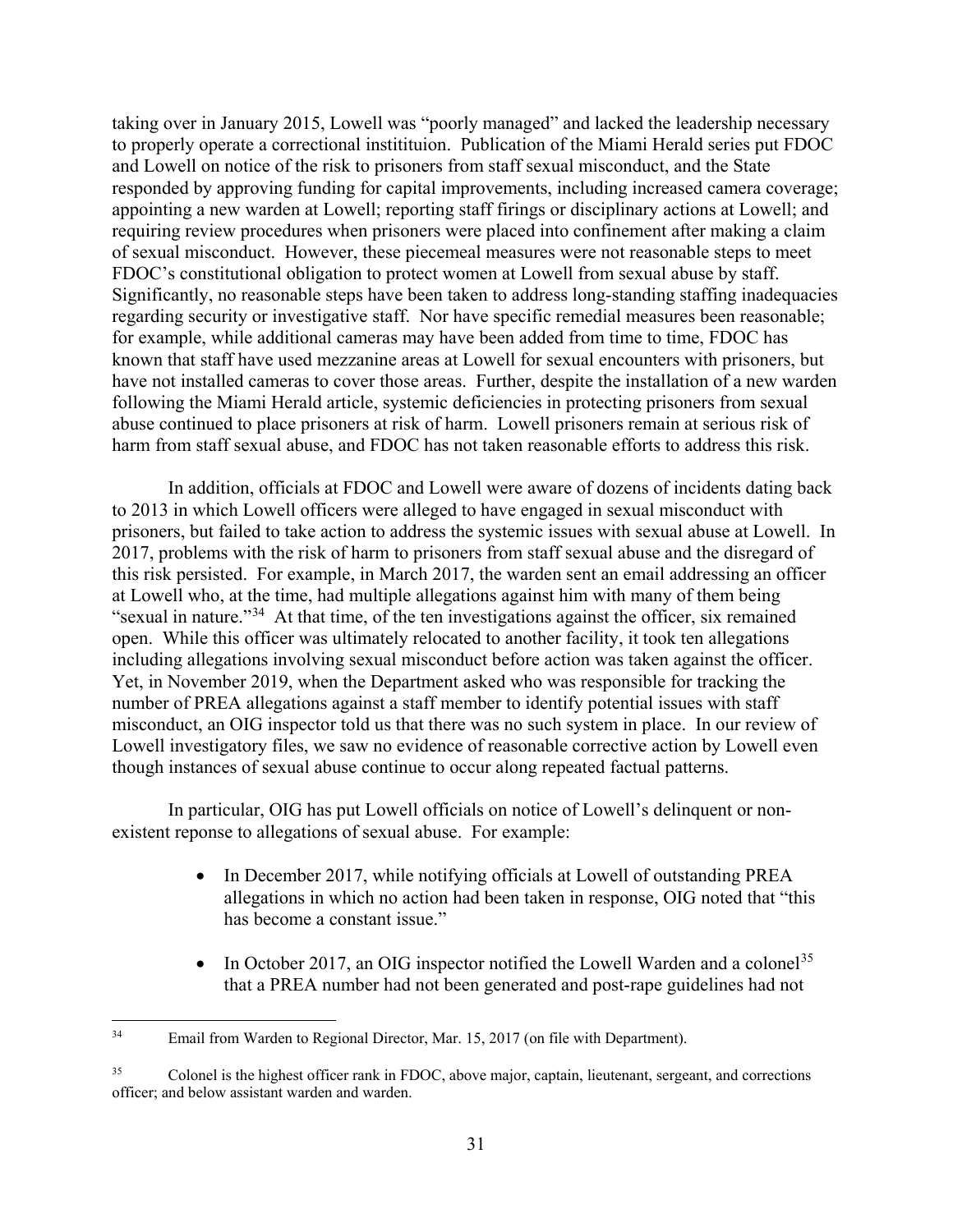taking over in January 2015, Lowell was "poorly managed" and lacked the leadership necessary to properly operate a correctional instittituion. Publication of the Miami Herald series put FDOC and Lowell on notice of the risk to prisoners from staff sexual misconduct, and the State responded by approving funding for capital improvements, including increased camera coverage; appointing a new warden at Lowell; reporting staff firings or disciplinary actions at Lowell; and requiring review procedures when prisoners were placed into confinement after making a claim of sexual misconduct. However, these piecemeal measures were not reasonable steps to meet FDOC's constitutional obligation to protect women at Lowell from sexual abuse by staff. Significantly, no reasonable steps have been taken to address long-standing staffing inadequacies regarding security or investigative staff. Nor have specific remedial measures been reasonable; for example, while additional cameras may have been added from time to time, FDOC has known that staff have used mezzanine areas at Lowell for sexual encounters with prisoners, but have not installed cameras to cover those areas. Further, despite the installation of a new warden following the Miami Herald article, systemic deficiencies in protecting prisoners from sexual abuse continued to place prisoners at risk of harm. Lowell prisoners remain at serious risk of harm from staff sexual abuse, and FDOC has not taken reasonable efforts to address this risk.

In addition, officials at FDOC and Lowell were aware of dozens of incidents dating back to 2013 in which Lowell officers were alleged to have engaged in sexual misconduct with prisoners, but failed to take action to address the systemic issues with sexual abuse at Lowell. In 2017, problems with the risk of harm to prisoners from staff sexual abuse and the disregard of this risk persisted. For example, in March 2017, the warden sent an email addressing an officer at Lowell who, at the time, had multiple allegations against him with many of them being "sexual in nature."[34] At that time, of the ten investigations against the officer, six remained open. While this officer was ultimately relocated to another facility, it took ten allegations including allegations involving sexual misconduct before action was taken against the officer. Yet, in November 2019, when the Department asked who was responsible for tracking the number of PREA allegations against a staff member to identify potential issues with staff misconduct, an OIG inspector told us that there was no such system in place. In our review of Lowell investigatory files, we saw no evidence of reasonable corrective action by Lowell even though instances of sexual abuse continue to occur along repeated factual patterns.

In particular, OIG has put Lowell officials on notice of Lowell's delinquent or non-existent reponse to allegations of sexual abuse. For example:

- In December 2017, while notifying officials at Lowell of outstanding PREA allegations in which no action had been taken in response, OIG noted that "this has become a constant issue."
- In October 2017, an OIG inspector notified the Lowell Warden and a colonel[35] that a PREA number had not been generated and post-rape guidelines had not

---

[34] Email from Warden to Regional Director, Mar. 15, 2017 (on file with Department).

[35] Colonel is the highest officer rank in FDOC, above major, captain, lieutenant, sergeant, and corrections officer; and below assistant warden and warden.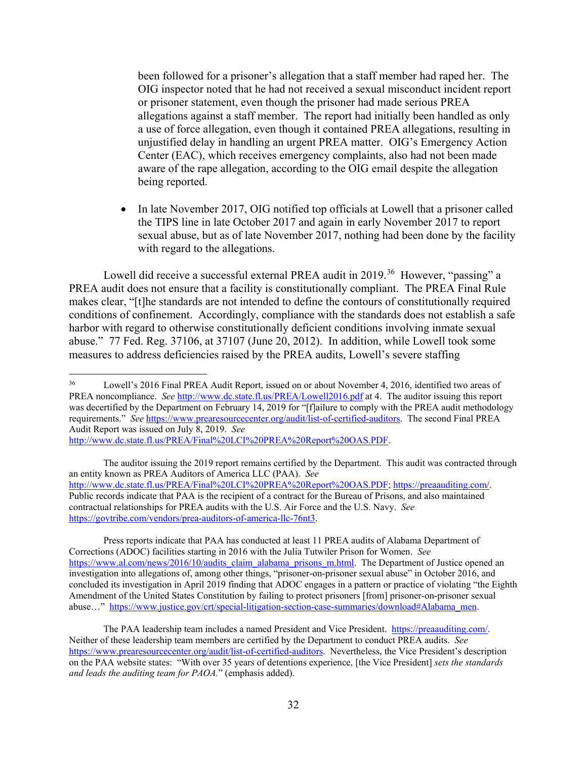been followed for a prisoner's allegation that a staff member had raped her. The OIG inspector noted that he had not received a sexual misconduct incident report or prisoner statement, even though the prisoner had made serious PREA allegations against a staff member. The report had initially been handled as only a use of force allegation, even though it contained PREA allegations, resulting in unjustified delay in handling an urgent PREA matter. OIG's Emergency Action Center (EAC), which receives emergency complaints, also had not been made aware of the rape allegation, according to the OIG email despite the allegation being reported.

- In late November 2017, OIG notified top officials at Lowell that a prisoner called the TIPS line in late October 2017 and again in early November 2017 to report sexual abuse, but as of late November 2017, nothing had been done by the facility with regard to the allegations.

Lowell did receive a successful external PREA audit in 2019.[36] However, "passing" a PREA audit does not ensure that a facility is constitutionally compliant. The PREA Final Rule makes clear, "[t]he standards are not intended to define the contours of constitutionally required conditions of confinement. Accordingly, compliance with the standards does not establish a safe harbor with regard to otherwise constitutionally deficient conditions involving inmate sexual abuse." 77 Fed. Reg. 37106, at 37107 (June 20, 2012). In addition, while Lowell took some measures to address deficiencies raised by the PREA audits, Lowell's severe staffing

---

[36] Lowell's 2016 Final PREA Audit Report, issued on or about November 4, 2016, identified two areas of PREA noncompliance. *See* http://www.dc.state.fl.us/PREA/Lowell2016.pdf at 4. The auditor issuing this report was decertified by the Department on February 14, 2019 for "[f]ailure to comply with the PREA audit methodology requirements." *See* https://www.prearesourcecenter.org/audit/list-of-certified-auditors. The second Final PREA Audit Report was issued on July 8, 2019. *See* http://www.dc.state.fl.us/PREA/Final%20LCI%20PREA%20Report%20OAS.PDF.

The auditor issuing the 2019 report remains certified by the Department. This audit was contracted through an entity known as PREA Auditors of America LLC (PAA). *See* http://www.dc.state.fl.us/PREA/Final%20LCI%20PREA%20Report%20OAS.PDF; https://preaauditing.com/. Public records indicate that PAA is the recipient of a contract for the Bureau of Prisons, and also maintained contractual relationships for PREA audits with the U.S. Air Force and the U.S. Navy. *See* https://govtribe.com/vendors/prea-auditors-of-america-llc-76nt3.

Press reports indicate that PAA has conducted at least 11 PREA audits of Alabama Department of Corrections (ADOC) facilities starting in 2016 with the Julia Tutwiler Prison for Women. *See* https://www.al.com/news/2016/10/audits_claim_alabama_prisons_m.html. The Department of Justice opened an investigation into allegations of, among other things, "prisoner-on-prisoner sexual abuse" in October 2016, and concluded its investigation in April 2019 finding that ADOC engages in a pattern or practice of violating "the Eighth Amendment of the United States Constitution by failing to protect prisoners [from] prisoner-on-prisoner sexual abuse…" https://www.justice.gov/crt/special-litigation-section-case-summaries/download#Alabama_men.

The PAA leadership team includes a named President and Vice President. https://preaauditing.com/. Neither of these leadership team members are certified by the Department to conduct PREA audits. *See* https://www.prearesourcecenter.org/audit/list-of-certified-auditors. Nevertheless, the Vice President's description on the PAA website states: "With over 35 years of detentions experience, [the Vice President] *sets the standards and leads the auditing team for PAOA.*" (emphasis added).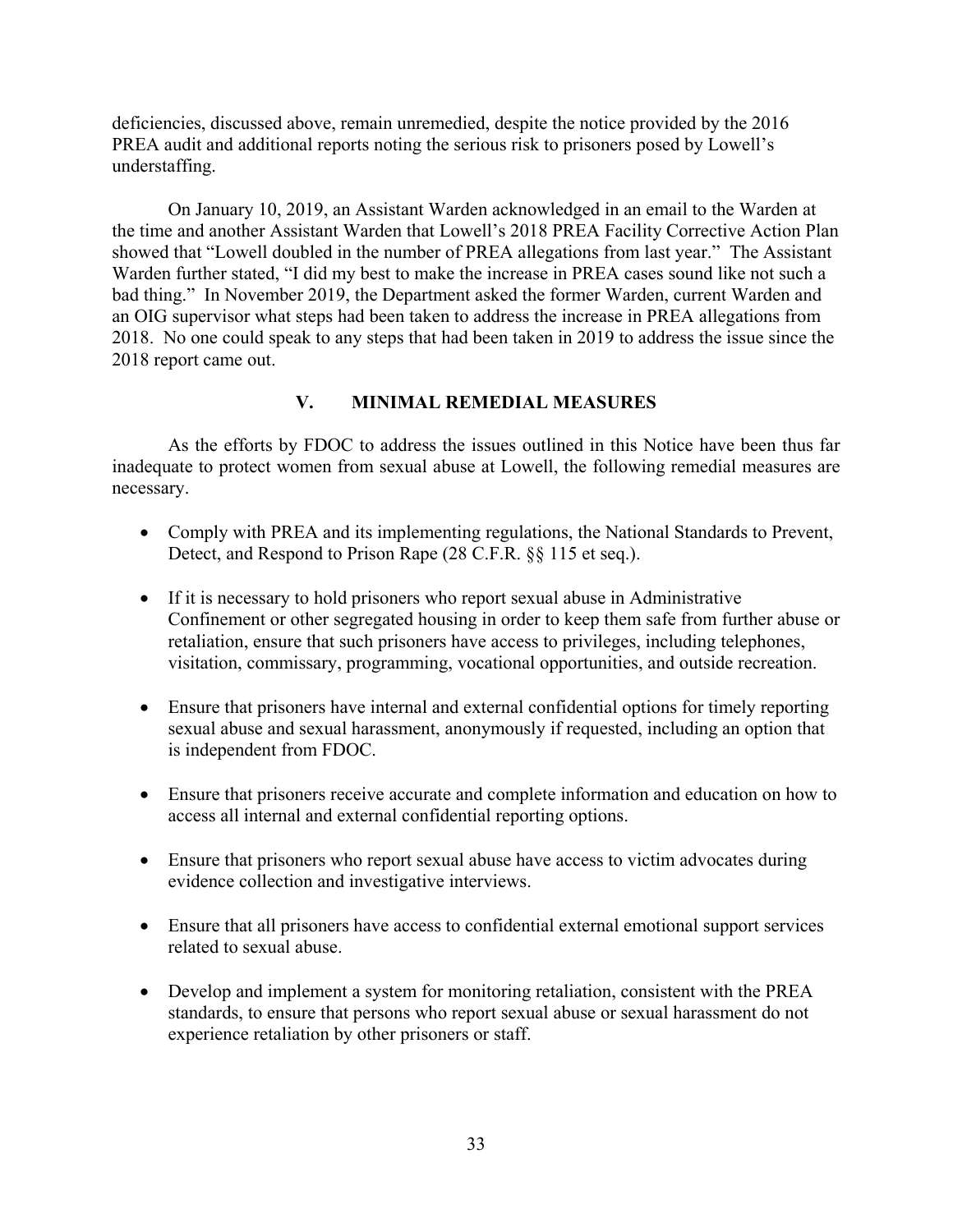deficiencies, discussed above, remain unremedied, despite the notice provided by the 2016 PREA audit and additional reports noting the serious risk to prisoners posed by Lowell's understaffing.

On January 10, 2019, an Assistant Warden acknowledged in an email to the Warden at the time and another Assistant Warden that Lowell's 2018 PREA Facility Corrective Action Plan showed that "Lowell doubled in the number of PREA allegations from last year." The Assistant Warden further stated, "I did my best to make the increase in PREA cases sound like not such a bad thing." In November 2019, the Department asked the former Warden, current Warden and an OIG supervisor what steps had been taken to address the increase in PREA allegations from 2018. No one could speak to any steps that had been taken in 2019 to address the issue since the 2018 report came out.

## V. MINIMAL REMEDIAL MEASURES

As the efforts by FDOC to address the issues outlined in this Notice have been thus far inadequate to protect women from sexual abuse at Lowell, the following remedial measures are necessary.

- Comply with PREA and its implementing regulations, the National Standards to Prevent, Detect, and Respond to Prison Rape (28 C.F.R. §§ 115 et seq.).
- If it is necessary to hold prisoners who report sexual abuse in Administrative Confinement or other segregated housing in order to keep them safe from further abuse or retaliation, ensure that such prisoners have access to privileges, including telephones, visitation, commissary, programming, vocational opportunities, and outside recreation.
- Ensure that prisoners have internal and external confidential options for timely reporting sexual abuse and sexual harassment, anonymously if requested, including an option that is independent from FDOC.
- Ensure that prisoners receive accurate and complete information and education on how to access all internal and external confidential reporting options.
- Ensure that prisoners who report sexual abuse have access to victim advocates during evidence collection and investigative interviews.
- Ensure that all prisoners have access to confidential external emotional support services related to sexual abuse.
- Develop and implement a system for monitoring retaliation, consistent with the PREA standards, to ensure that persons who report sexual abuse or sexual harassment do not experience retaliation by other prisoners or staff.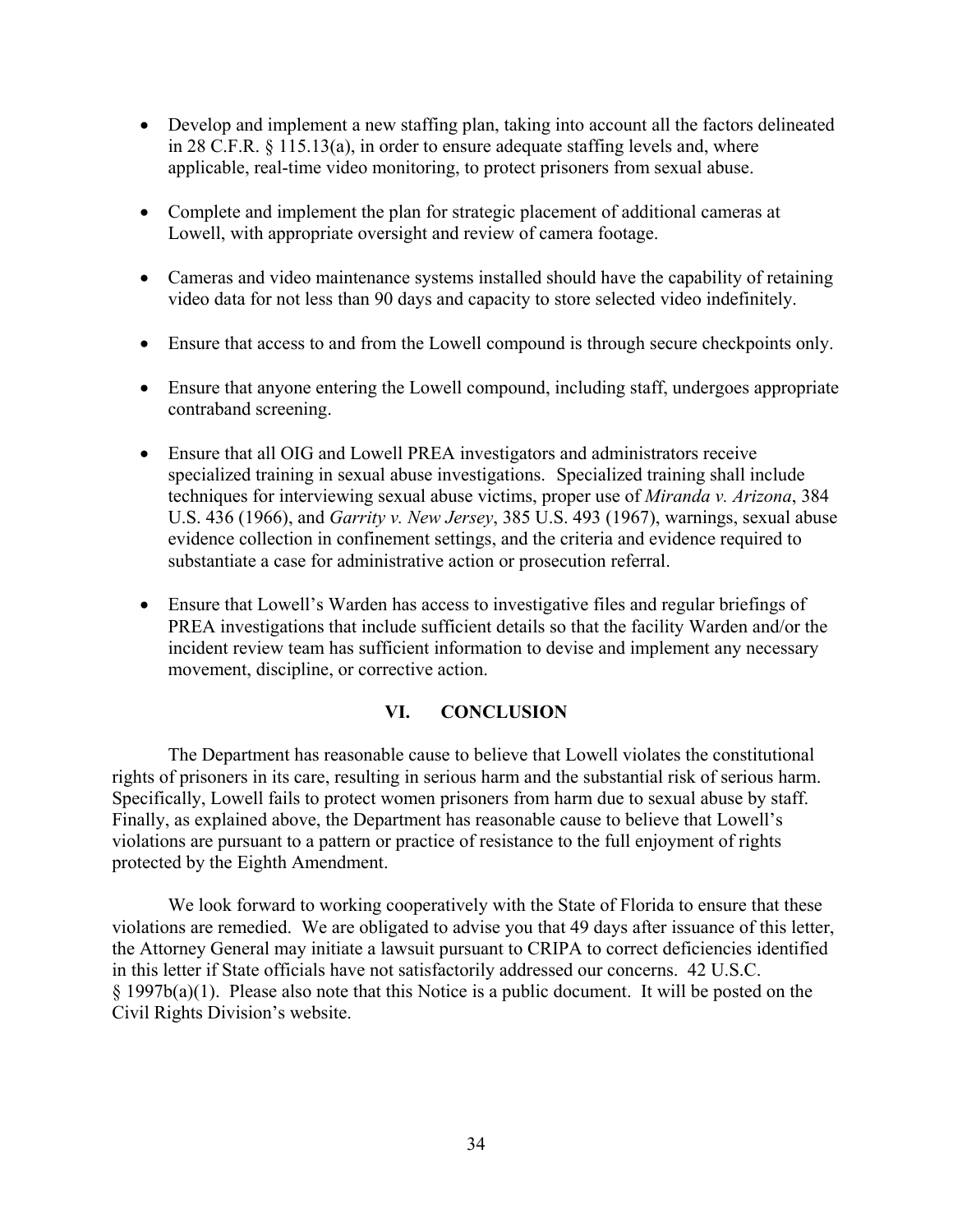- Develop and implement a new staffing plan, taking into account all the factors delineated in 28 C.F.R. § 115.13(a), in order to ensure adequate staffing levels and, where applicable, real-time video monitoring, to protect prisoners from sexual abuse.

- Complete and implement the plan for strategic placement of additional cameras at Lowell, with appropriate oversight and review of camera footage.

- Cameras and video maintenance systems installed should have the capability of retaining video data for not less than 90 days and capacity to store selected video indefinitely.

- Ensure that access to and from the Lowell compound is through secure checkpoints only.

- Ensure that anyone entering the Lowell compound, including staff, undergoes appropriate contraband screening.

- Ensure that all OIG and Lowell PREA investigators and administrators receive specialized training in sexual abuse investigations. Specialized training shall include techniques for interviewing sexual abuse victims, proper use of *Miranda v. Arizona*, 384 U.S. 436 (1966), and *Garrity v. New Jersey*, 385 U.S. 493 (1967), warnings, sexual abuse evidence collection in confinement settings, and the criteria and evidence required to substantiate a case for administrative action or prosecution referral.

- Ensure that Lowell's Warden has access to investigative files and regular briefings of PREA investigations that include sufficient details so that the facility Warden and/or the incident review team has sufficient information to devise and implement any necessary movement, discipline, or corrective action.

## VI. CONCLUSION

The Department has reasonable cause to believe that Lowell violates the constitutional rights of prisoners in its care, resulting in serious harm and the substantial risk of serious harm. Specifically, Lowell fails to protect women prisoners from harm due to sexual abuse by staff. Finally, as explained above, the Department has reasonable cause to believe that Lowell's violations are pursuant to a pattern or practice of resistance to the full enjoyment of rights protected by the Eighth Amendment.

We look forward to working cooperatively with the State of Florida to ensure that these violations are remedied. We are obligated to advise you that 49 days after issuance of this letter, the Attorney General may initiate a lawsuit pursuant to CRIPA to correct deficiencies identified in this letter if State officials have not satisfactorily addressed our concerns. 42 U.S.C. § 1997b(a)(1). Please also note that this Notice is a public document. It will be posted on the Civil Rights Division's website.